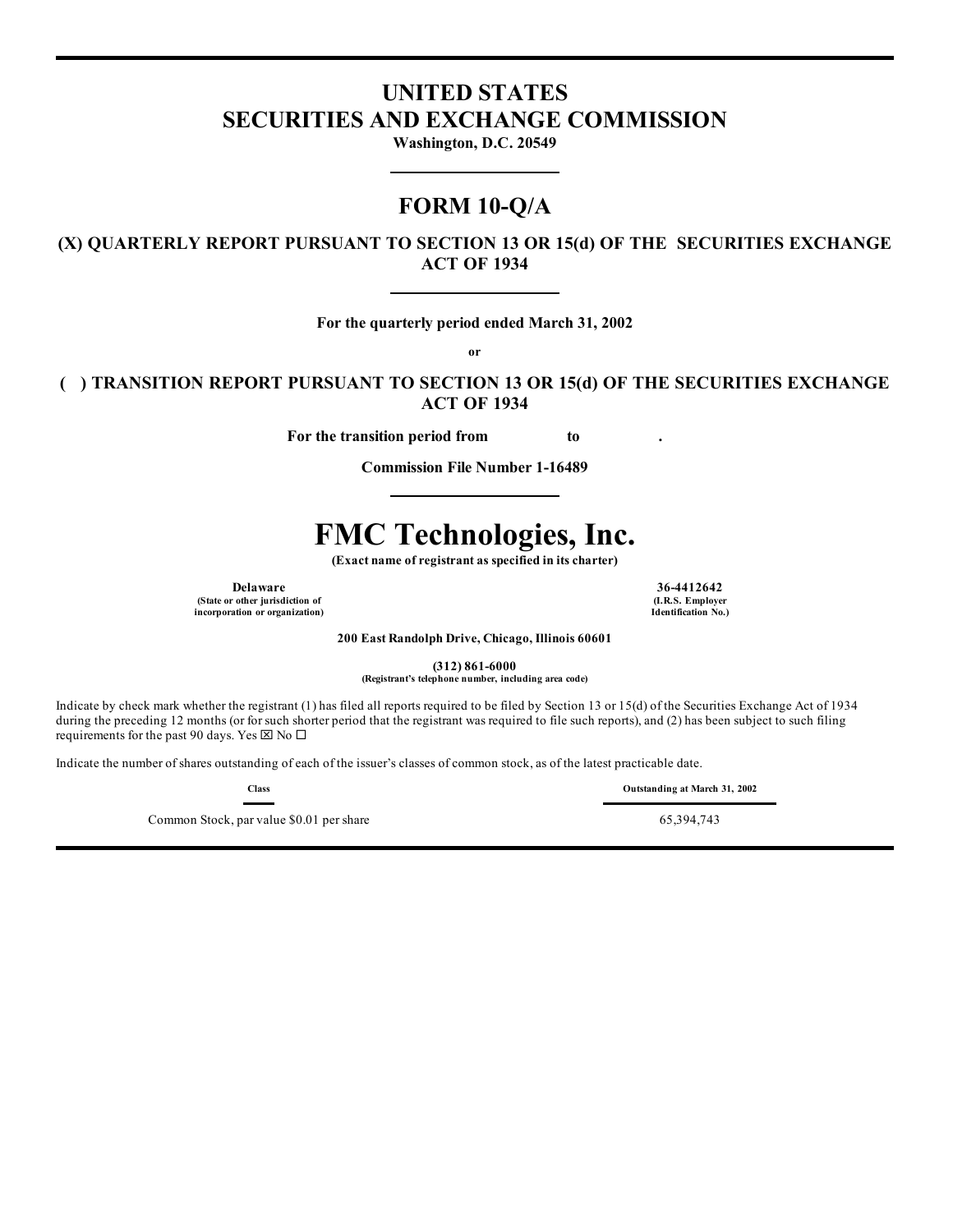# UNITED STATES
# SECURITIES AND EXCHANGE COMMISSION

**Washington, D.C. 20549**

## FORM 10-Q/A

**(X) QUARTERLY REPORT PURSUANT TO SECTION 13 OR 15(d) OF THE SECURITIES EXCHANGE ACT OF 1934**

**For the quarterly period ended March 31, 2002**

**or**

**( ) TRANSITION REPORT PURSUANT TO SECTION 13 OR 15(d) OF THE SECURITIES EXCHANGE ACT OF 1934**

**For the transition period from to .**

**Commission File Number 1-16489**

# FMC Technologies, Inc.

**(Exact name of registrant as specified in its charter)**

| **Delaware** | **36-4412642** |
|---|---|
| **(State or other jurisdiction of incorporation or organization)** | **(I.R.S. Employer Identification No.)** |

**200 East Randolph Drive, Chicago, Illinois 60601**

**(312) 861-6000**
**(Registrant's telephone number, including area code)**

Indicate by check mark whether the registrant (1) has filed all reports required to be filed by Section 13 or 15(d) of the Securities Exchange Act of 1934 during the preceding 12 months (or for such shorter period that the registrant was required to file such reports), and (2) has been subject to such filing requirements for the past 90 days. Yes ☒ No ☐

Indicate the number of shares outstanding of each of the issuer's classes of common stock, as of the latest practicable date.

| Class | Outstanding at March 31, 2002 |
|---|---|
| Common Stock, par value $0.01 per share | 65,394,743 |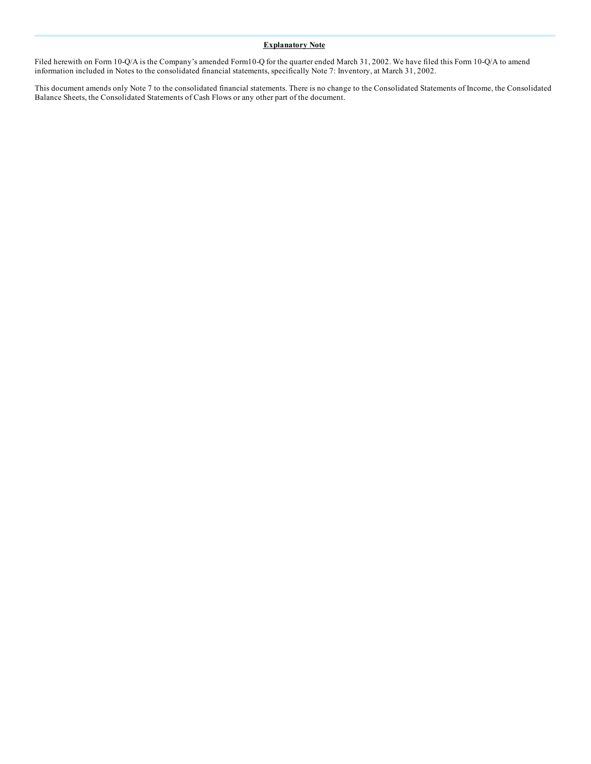**Explanatory Note**

Filed herewith on Form 10-Q/A is the Company's amended Form10-Q for the quarter ended March 31, 2002. We have filed this Form 10-Q/A to amend information included in Notes to the consolidated financial statements, specifically Note 7: Inventory, at March 31, 2002.

This document amends only Note 7 to the consolidated financial statements. There is no change to the Consolidated Statements of Income, the Consolidated Balance Sheets, the Consolidated Statements of Cash Flows or any other part of the document.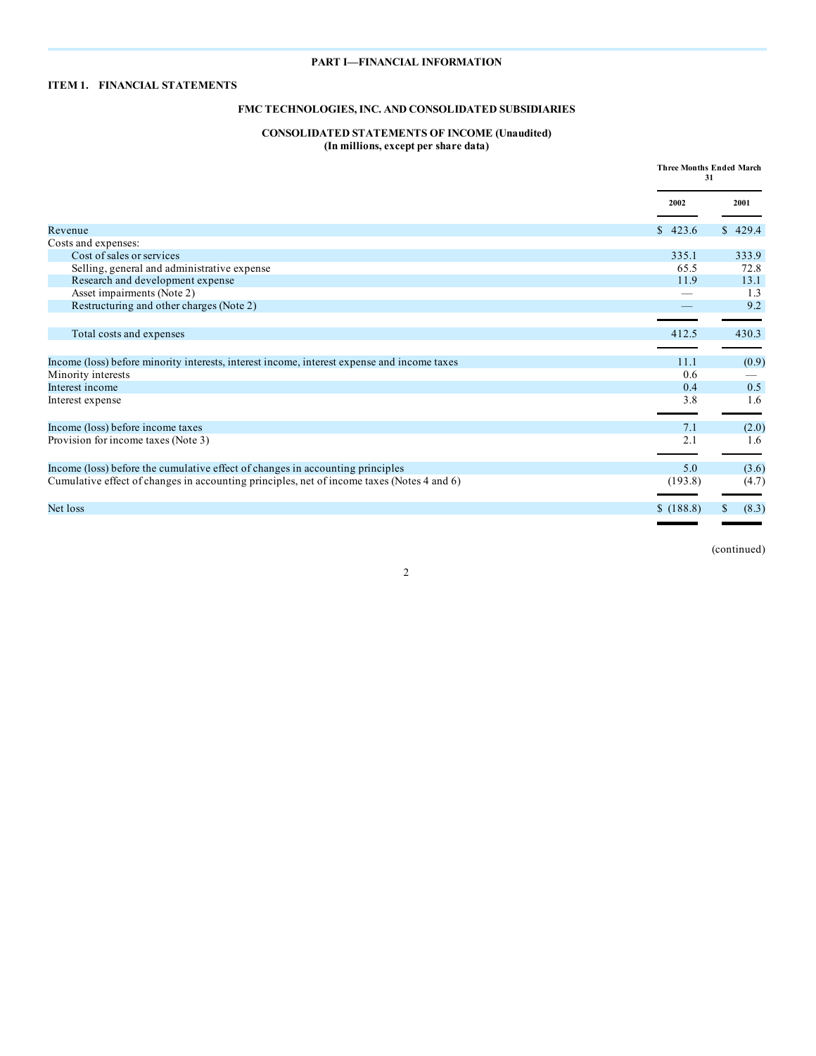## PART I—FINANCIAL INFORMATION

### ITEM 1. FINANCIAL STATEMENTS

### FMC TECHNOLOGIES, INC. AND CONSOLIDATED SUBSIDIARIES

### CONSOLIDATED STATEMENTS OF INCOME (Unaudited)
**(In millions, except per share data)**

| | Three Months Ended March 31 | |
|---|---|---|
| | **2002** | **2001** |
| Revenue | $ 423.6 | $ 429.4 |
| Costs and expenses: | | |
| Cost of sales or services | 335.1 | 333.9 |
| Selling, general and administrative expense | 65.5 | 72.8 |
| Research and development expense | 11.9 | 13.1 |
| Asset impairments (Note 2) | — | 1.3 |
| Restructuring and other charges (Note 2) | — | 9.2 |
| Total costs and expenses | 412.5 | 430.3 |
| Income (loss) before minority interests, interest income, interest expense and income taxes | 11.1 | (0.9) |
| Minority interests | 0.6 | — |
| Interest income | 0.4 | 0.5 |
| Interest expense | 3.8 | 1.6 |
| Income (loss) before income taxes | 7.1 | (2.0) |
| Provision for income taxes (Note 3) | 2.1 | 1.6 |
| Income (loss) before the cumulative effect of changes in accounting principles | 5.0 | (3.6) |
| Cumulative effect of changes in accounting principles, net of income taxes (Notes 4 and 6) | (193.8) | (4.7) |
| Net loss | $ (188.8) | $ (8.3) |

(continued)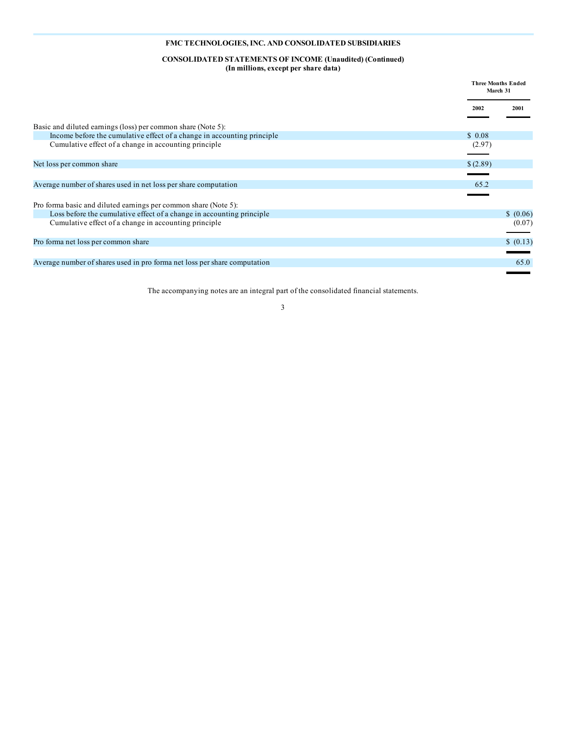**FMC TECHNOLOGIES, INC. AND CONSOLIDATED SUBSIDIARIES**

**CONSOLIDATED STATEMENTS OF INCOME (Unaudited) (Continued)**
**(In millions, except per share data)**

| | Three Months Ended March 31 | |
|---|---|---|
| | **2002** | **2001** |
| Basic and diluted earnings (loss) per common share (Note 5): | | |
| Income before the cumulative effect of a change in accounting principle | $ 0.08 | |
| Cumulative effect of a change in accounting principle | (2.97) | |
| Net loss per common share | $ (2.89) | |
| Average number of shares used in net loss per share computation | 65.2 | |
| Pro forma basic and diluted earnings per common share (Note 5): | | |
| Loss before the cumulative effect of a change in accounting principle | | $ (0.06) |
| Cumulative effect of a change in accounting principle | | (0.07) |
| Pro forma net loss per common share | | $ (0.13) |
| Average number of shares used in pro forma net loss per share computation | | 65.0 |

The accompanying notes are an integral part of the consolidated financial statements.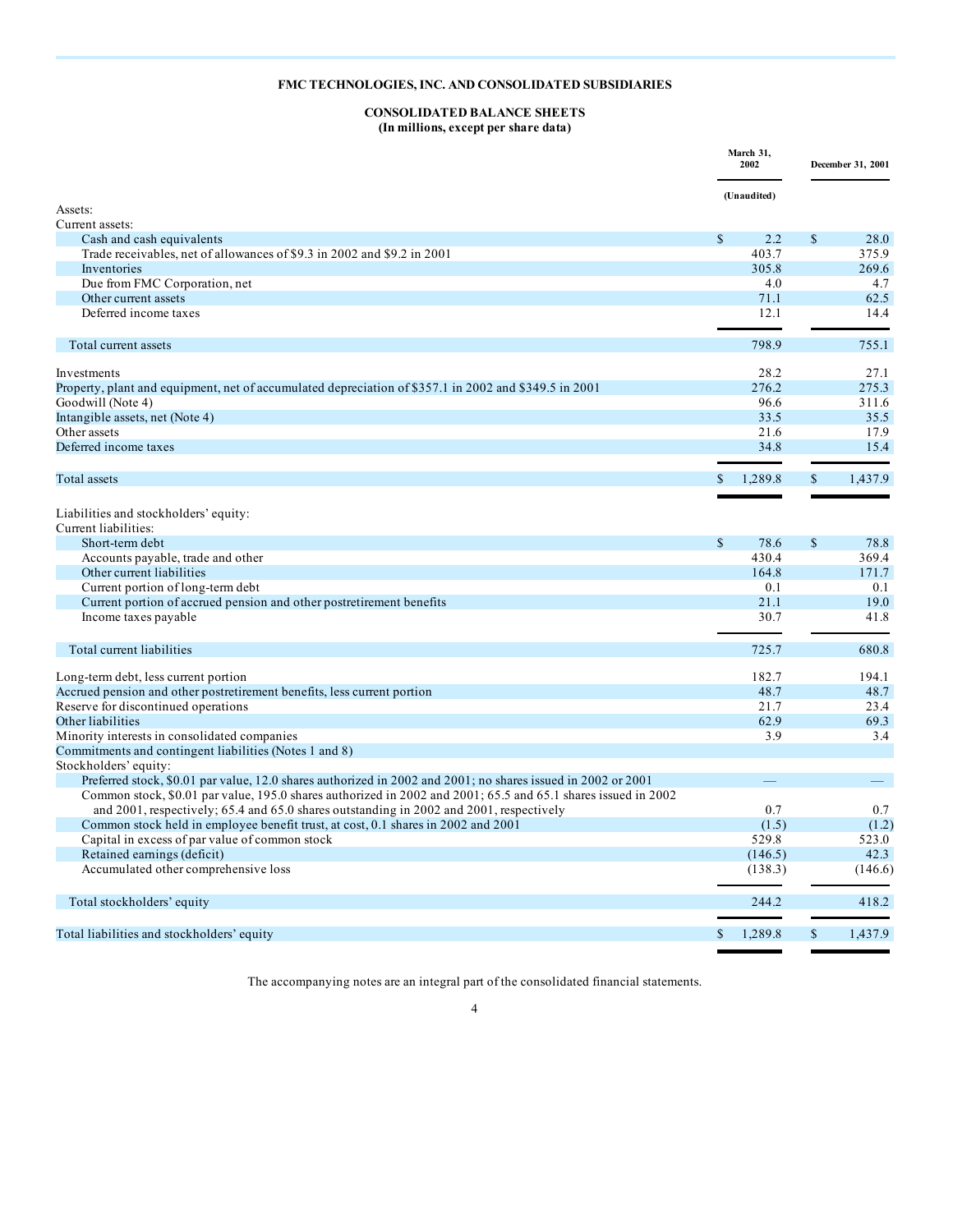# FMC TECHNOLOGIES, INC. AND CONSOLIDATED SUBSIDIARIES

## CONSOLIDATED BALANCE SHEETS
**(In millions, except per share data)**

| | March 31, 2002 | December 31, 2001 |
|---|---|---|
| | (Unaudited) | |
| Assets: | | |
| Current assets: | | |
| Cash and cash equivalents | $ 2.2 | $ 28.0 |
| Trade receivables, net of allowances of $9.3 in 2002 and $9.2 in 2001 | 403.7 | 375.9 |
| Inventories | 305.8 | 269.6 |
| Due from FMC Corporation, net | 4.0 | 4.7 |
| Other current assets | 71.1 | 62.5 |
| Deferred income taxes | 12.1 | 14.4 |
| Total current assets | 798.9 | 755.1 |
| Investments | 28.2 | 27.1 |
| Property, plant and equipment, net of accumulated depreciation of $357.1 in 2002 and $349.5 in 2001 | 276.2 | 275.3 |
| Goodwill (Note 4) | 96.6 | 311.6 |
| Intangible assets, net (Note 4) | 33.5 | 35.5 |
| Other assets | 21.6 | 17.9 |
| Deferred income taxes | 34.8 | 15.4 |
| Total assets | $ 1,289.8 | $ 1,437.9 |
| Liabilities and stockholders' equity: | | |
| Current liabilities: | | |
| Short-term debt | $ 78.6 | $ 78.8 |
| Accounts payable, trade and other | 430.4 | 369.4 |
| Other current liabilities | 164.8 | 171.7 |
| Current portion of long-term debt | 0.1 | 0.1 |
| Current portion of accrued pension and other postretirement benefits | 21.1 | 19.0 |
| Income taxes payable | 30.7 | 41.8 |
| Total current liabilities | 725.7 | 680.8 |
| Long-term debt, less current portion | 182.7 | 194.1 |
| Accrued pension and other postretirement benefits, less current portion | 48.7 | 48.7 |
| Reserve for discontinued operations | 21.7 | 23.4 |
| Other liabilities | 62.9 | 69.3 |
| Minority interests in consolidated companies | 3.9 | 3.4 |
| Commitments and contingent liabilities (Notes 1 and 8) | | |
| Stockholders' equity: | | |
| Preferred stock, $0.01 par value, 12.0 shares authorized in 2002 and 2001; no shares issued in 2002 or 2001 | — | — |
| Common stock, $0.01 par value, 195.0 shares authorized in 2002 and 2001; 65.5 and 65.1 shares issued in 2002 and 2001, respectively; 65.4 and 65.0 shares outstanding in 2002 and 2001, respectively | 0.7 | 0.7 |
| Common stock held in employee benefit trust, at cost, 0.1 shares in 2002 and 2001 | (1.5) | (1.2) |
| Capital in excess of par value of common stock | 529.8 | 523.0 |
| Retained earnings (deficit) | (146.5) | 42.3 |
| Accumulated other comprehensive loss | (138.3) | (146.6) |
| Total stockholders' equity | 244.2 | 418.2 |
| Total liabilities and stockholders' equity | $ 1,289.8 | $ 1,437.9 |

The accompanying notes are an integral part of the consolidated financial statements.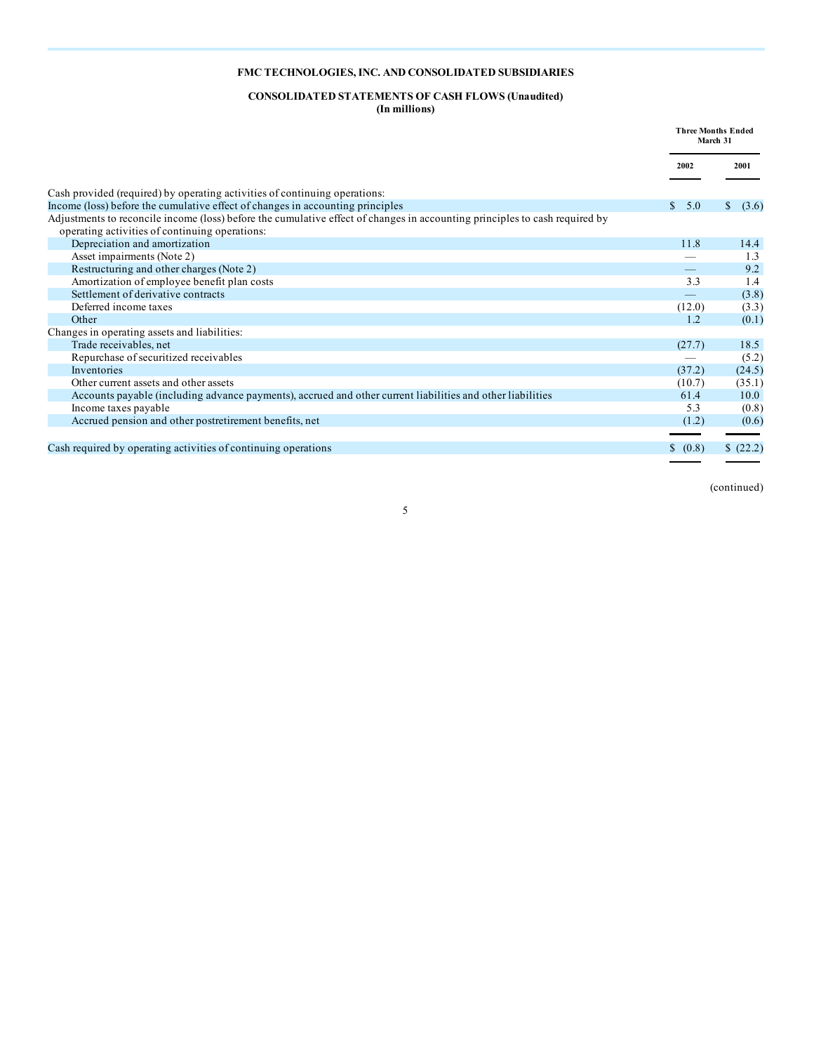**FMC TECHNOLOGIES, INC. AND CONSOLIDATED SUBSIDIARIES**

**CONSOLIDATED STATEMENTS OF CASH FLOWS (Unaudited)**
**(In millions)**

| | Three Months Ended March 31 | |
|---|---|---|
| | 2002 | 2001 |
| Cash provided (required) by operating activities of continuing operations: | | |
| Income (loss) before the cumulative effect of changes in accounting principles | $ 5.0 | $ (3.6) |
| Adjustments to reconcile income (loss) before the cumulative effect of changes in accounting principles to cash required by operating activities of continuing operations: | | |
| Depreciation and amortization | 11.8 | 14.4 |
| Asset impairments (Note 2) | — | 1.3 |
| Restructuring and other charges (Note 2) | — | 9.2 |
| Amortization of employee benefit plan costs | 3.3 | 1.4 |
| Settlement of derivative contracts | — | (3.8) |
| Deferred income taxes | (12.0) | (3.3) |
| Other | 1.2 | (0.1) |
| Changes in operating assets and liabilities: | | |
| Trade receivables, net | (27.7) | 18.5 |
| Repurchase of securitized receivables | — | (5.2) |
| Inventories | (37.2) | (24.5) |
| Other current assets and other assets | (10.7) | (35.1) |
| Accounts payable (including advance payments), accrued and other current liabilities and other liabilities | 61.4 | 10.0 |
| Income taxes payable | 5.3 | (0.8) |
| Accrued pension and other postretirement benefits, net | (1.2) | (0.6) |
| Cash required by operating activities of continuing operations | $ (0.8) | $ (22.2) |

(continued)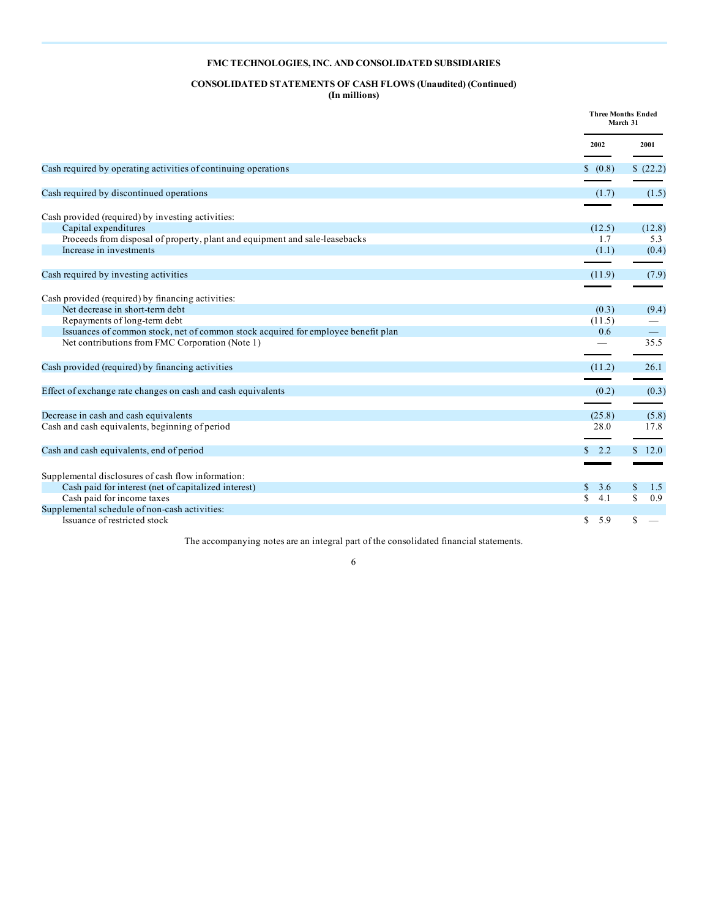**FMC TECHNOLOGIES, INC. AND CONSOLIDATED SUBSIDIARIES**

**CONSOLIDATED STATEMENTS OF CASH FLOWS (Unaudited) (Continued)**
**(In millions)**

| | Three Months Ended March 31 | |
|---|---|---|
| | 2002 | 2001 |
| Cash required by operating activities of continuing operations | $ (0.8) | $ (22.2) |
| Cash required by discontinued operations | (1.7) | (1.5) |
| Cash provided (required) by investing activities: | | |
| Capital expenditures | (12.5) | (12.8) |
| Proceeds from disposal of property, plant and equipment and sale-leasebacks | 1.7 | 5.3 |
| Increase in investments | (1.1) | (0.4) |
| Cash required by investing activities | (11.9) | (7.9) |
| Cash provided (required) by financing activities: | | |
| Net decrease in short-term debt | (0.3) | (9.4) |
| Repayments of long-term debt | (11.5) | — |
| Issuances of common stock, net of common stock acquired for employee benefit plan | 0.6 | — |
| Net contributions from FMC Corporation (Note 1) | — | 35.5 |
| Cash provided (required) by financing activities | (11.2) | 26.1 |
| Effect of exchange rate changes on cash and cash equivalents | (0.2) | (0.3) |
| Decrease in cash and cash equivalents | (25.8) | (5.8) |
| Cash and cash equivalents, beginning of period | 28.0 | 17.8 |
| Cash and cash equivalents, end of period | $ 2.2 | $ 12.0 |
| Supplemental disclosures of cash flow information: | | |
| Cash paid for interest (net of capitalized interest) | $ 3.6 | $ 1.5 |
| Cash paid for income taxes | $ 4.1 | $ 0.9 |
| Supplemental schedule of non-cash activities: | | |
| Issuance of restricted stock | $ 5.9 | $ — |

The accompanying notes are an integral part of the consolidated financial statements.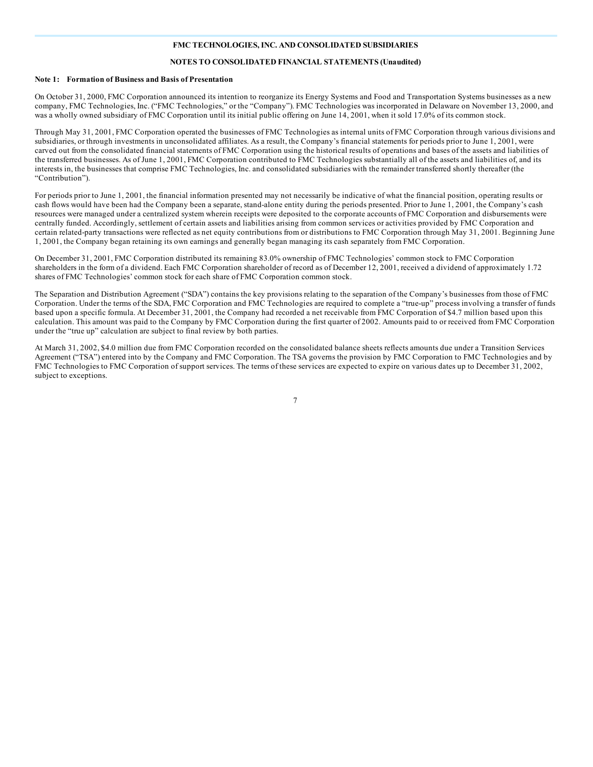## FMC TECHNOLOGIES, INC. AND CONSOLIDATED SUBSIDIARIES

## NOTES TO CONSOLIDATED FINANCIAL STATEMENTS (Unaudited)

### Note 1: Formation of Business and Basis of Presentation

On October 31, 2000, FMC Corporation announced its intention to reorganize its Energy Systems and Food and Transportation Systems businesses as a new company, FMC Technologies, Inc. ("FMC Technologies," or the "Company"). FMC Technologies was incorporated in Delaware on November 13, 2000, and was a wholly owned subsidiary of FMC Corporation until its initial public offering on June 14, 2001, when it sold 17.0% of its common stock.

Through May 31, 2001, FMC Corporation operated the businesses of FMC Technologies as internal units of FMC Corporation through various divisions and subsidiaries, or through investments in unconsolidated affiliates. As a result, the Company's financial statements for periods prior to June 1, 2001, were carved out from the consolidated financial statements of FMC Corporation using the historical results of operations and bases of the assets and liabilities of the transferred businesses. As of June 1, 2001, FMC Corporation contributed to FMC Technologies substantially all of the assets and liabilities of, and its interests in, the businesses that comprise FMC Technologies, Inc. and consolidated subsidiaries with the remainder transferred shortly thereafter (the "Contribution").

For periods prior to June 1, 2001, the financial information presented may not necessarily be indicative of what the financial position, operating results or cash flows would have been had the Company been a separate, stand-alone entity during the periods presented. Prior to June 1, 2001, the Company's cash resources were managed under a centralized system wherein receipts were deposited to the corporate accounts of FMC Corporation and disbursements were centrally funded. Accordingly, settlement of certain assets and liabilities arising from common services or activities provided by FMC Corporation and certain related-party transactions were reflected as net equity contributions from or distributions to FMC Corporation through May 31, 2001. Beginning June 1, 2001, the Company began retaining its own earnings and generally began managing its cash separately from FMC Corporation.

On December 31, 2001, FMC Corporation distributed its remaining 83.0% ownership of FMC Technologies' common stock to FMC Corporation shareholders in the form of a dividend. Each FMC Corporation shareholder of record as of December 12, 2001, received a dividend of approximately 1.72 shares of FMC Technologies' common stock for each share of FMC Corporation common stock.

The Separation and Distribution Agreement ("SDA") contains the key provisions relating to the separation of the Company's businesses from those of FMC Corporation. Under the terms of the SDA, FMC Corporation and FMC Technologies are required to complete a "true-up" process involving a transfer of funds based upon a specific formula. At December 31, 2001, the Company had recorded a net receivable from FMC Corporation of $4.7 million based upon this calculation. This amount was paid to the Company by FMC Corporation during the first quarter of 2002. Amounts paid to or received from FMC Corporation under the "true up" calculation are subject to final review by both parties.

At March 31, 2002, $4.0 million due from FMC Corporation recorded on the consolidated balance sheets reflects amounts due under a Transition Services Agreement ("TSA") entered into by the Company and FMC Corporation. The TSA governs the provision by FMC Corporation to FMC Technologies and by FMC Technologies to FMC Corporation of support services. The terms of these services are expected to expire on various dates up to December 31, 2002, subject to exceptions.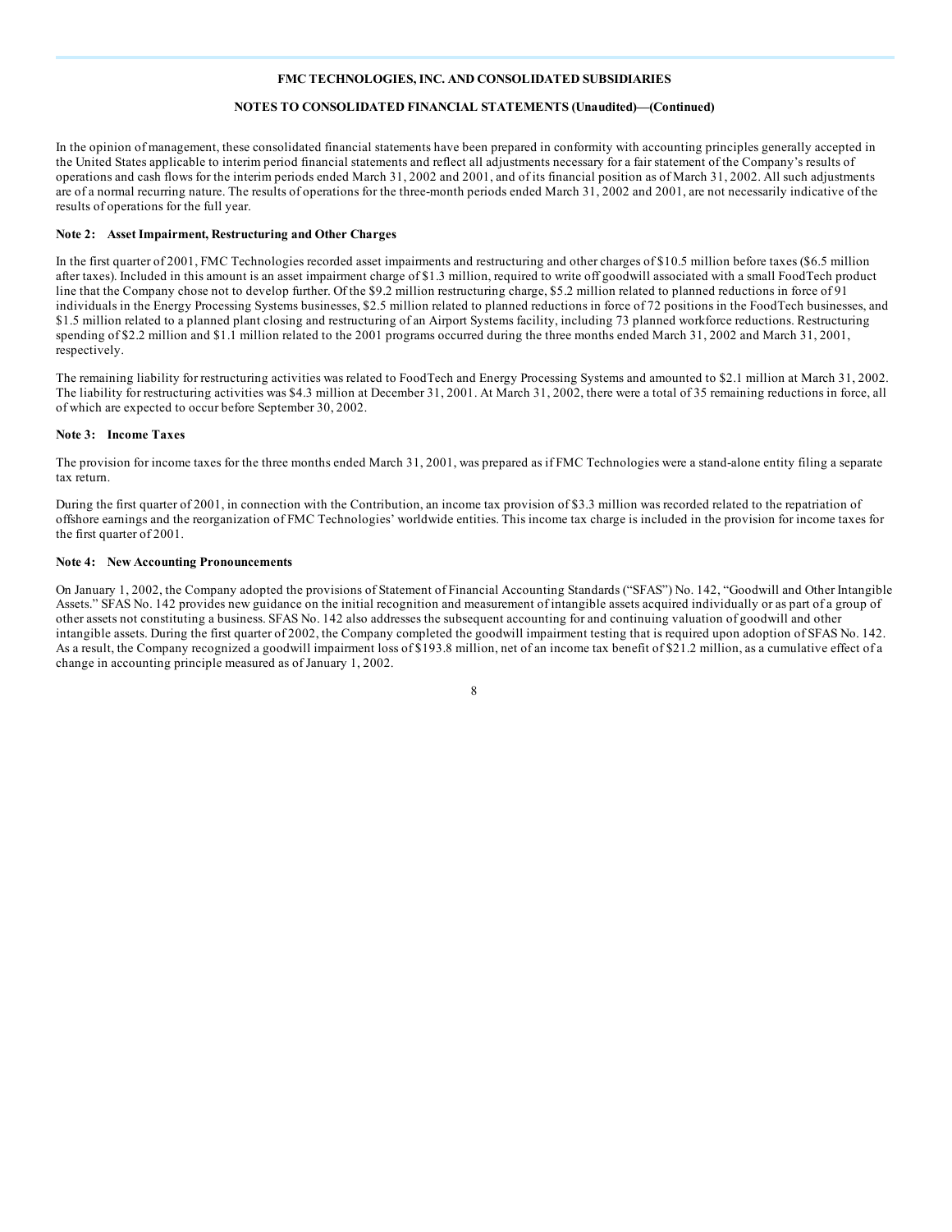FMC TECHNOLOGIES, INC. AND CONSOLIDATED SUBSIDIARIES

NOTES TO CONSOLIDATED FINANCIAL STATEMENTS (Unaudited)—(Continued)

In the opinion of management, these consolidated financial statements have been prepared in conformity with accounting principles generally accepted in the United States applicable to interim period financial statements and reflect all adjustments necessary for a fair statement of the Company's results of operations and cash flows for the interim periods ended March 31, 2002 and 2001, and of its financial position as of March 31, 2002. All such adjustments are of a normal recurring nature. The results of operations for the three-month periods ended March 31, 2002 and 2001, are not necessarily indicative of the results of operations for the full year.

**Note 2: Asset Impairment, Restructuring and Other Charges**

In the first quarter of 2001, FMC Technologies recorded asset impairments and restructuring and other charges of $10.5 million before taxes ($6.5 million after taxes). Included in this amount is an asset impairment charge of $1.3 million, required to write off goodwill associated with a small FoodTech product line that the Company chose not to develop further. Of the $9.2 million restructuring charge, $5.2 million related to planned reductions in force of 91 individuals in the Energy Processing Systems businesses, $2.5 million related to planned reductions in force of 72 positions in the FoodTech businesses, and $1.5 million related to a planned plant closing and restructuring of an Airport Systems facility, including 73 planned workforce reductions. Restructuring spending of $2.2 million and $1.1 million related to the 2001 programs occurred during the three months ended March 31, 2002 and March 31, 2001, respectively.

The remaining liability for restructuring activities was related to FoodTech and Energy Processing Systems and amounted to $2.1 million at March 31, 2002. The liability for restructuring activities was $4.3 million at December 31, 2001. At March 31, 2002, there were a total of 35 remaining reductions in force, all of which are expected to occur before September 30, 2002.

**Note 3: Income Taxes**

The provision for income taxes for the three months ended March 31, 2001, was prepared as if FMC Technologies were a stand-alone entity filing a separate tax return.

During the first quarter of 2001, in connection with the Contribution, an income tax provision of $3.3 million was recorded related to the repatriation of offshore earnings and the reorganization of FMC Technologies' worldwide entities. This income tax charge is included in the provision for income taxes for the first quarter of 2001.

**Note 4: New Accounting Pronouncements**

On January 1, 2002, the Company adopted the provisions of Statement of Financial Accounting Standards ("SFAS") No. 142, "Goodwill and Other Intangible Assets." SFAS No. 142 provides new guidance on the initial recognition and measurement of intangible assets acquired individually or as part of a group of other assets not constituting a business. SFAS No. 142 also addresses the subsequent accounting for and continuing valuation of goodwill and other intangible assets. During the first quarter of 2002, the Company completed the goodwill impairment testing that is required upon adoption of SFAS No. 142. As a result, the Company recognized a goodwill impairment loss of $193.8 million, net of an income tax benefit of $21.2 million, as a cumulative effect of a change in accounting principle measured as of January 1, 2002.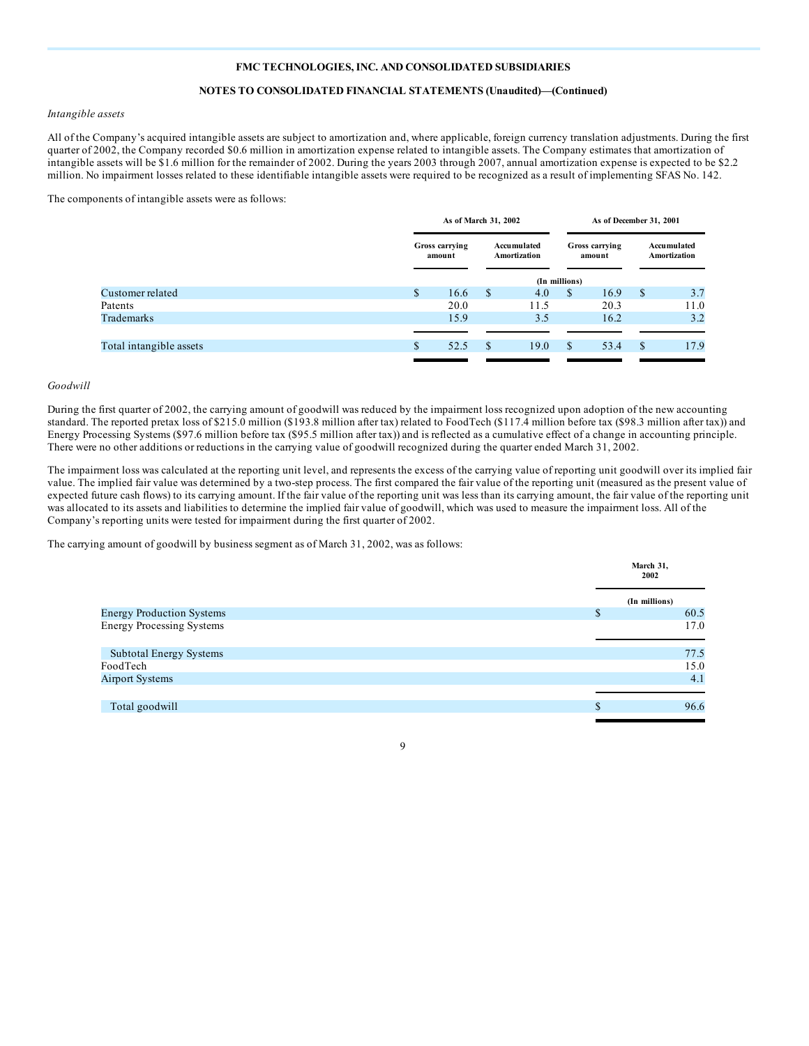FMC TECHNOLOGIES, INC. AND CONSOLIDATED SUBSIDIARIES

NOTES TO CONSOLIDATED FINANCIAL STATEMENTS (Unaudited)—(Continued)

*Intangible assets*

All of the Company's acquired intangible assets are subject to amortization and, where applicable, foreign currency translation adjustments. During the first quarter of 2002, the Company recorded $0.6 million in amortization expense related to intangible assets. The Company estimates that amortization of intangible assets will be $1.6 million for the remainder of 2002. During the years 2003 through 2007, annual amortization expense is expected to be $2.2 million. No impairment losses related to these identifiable intangible assets were required to be recognized as a result of implementing SFAS No. 142.

The components of intangible assets were as follows:

| | As of March 31, 2002 | | As of December 31, 2001 | |
|---|---|---|---|---|
| | Gross carrying amount | Accumulated Amortization | Gross carrying amount | Accumulated Amortization |
| | (In millions) | | | |
| Customer related | $ 16.6 | $ 4.0 | $ 16.9 | $ 3.7 |
| Patents | 20.0 | 11.5 | 20.3 | 11.0 |
| Trademarks | 15.9 | 3.5 | 16.2 | 3.2 |
| Total intangible assets | $ 52.5 | $ 19.0 | $ 53.4 | $ 17.9 |

*Goodwill*

During the first quarter of 2002, the carrying amount of goodwill was reduced by the impairment loss recognized upon adoption of the new accounting standard. The reported pretax loss of $215.0 million ($193.8 million after tax) related to FoodTech ($117.4 million before tax ($98.3 million after tax)) and Energy Processing Systems ($97.6 million before tax ($95.5 million after tax)) and is reflected as a cumulative effect of a change in accounting principle. There were no other additions or reductions in the carrying value of goodwill recognized during the quarter ended March 31, 2002.

The impairment loss was calculated at the reporting unit level, and represents the excess of the carrying value of reporting unit goodwill over its implied fair value. The implied fair value was determined by a two-step process. The first compared the fair value of the reporting unit (measured as the present value of expected future cash flows) to its carrying amount. If the fair value of the reporting unit was less than its carrying amount, the fair value of the reporting unit was allocated to its assets and liabilities to determine the implied fair value of goodwill, which was used to measure the impairment loss. All of the Company's reporting units were tested for impairment during the first quarter of 2002.

The carrying amount of goodwill by business segment as of March 31, 2002, was as follows:

| | March 31, 2002 |
|---|---|
| | (In millions) |
| Energy Production Systems | $ 60.5 |
| Energy Processing Systems | 17.0 |
| Subtotal Energy Systems | 77.5 |
| FoodTech | 15.0 |
| Airport Systems | 4.1 |
| Total goodwill | $ 96.6 |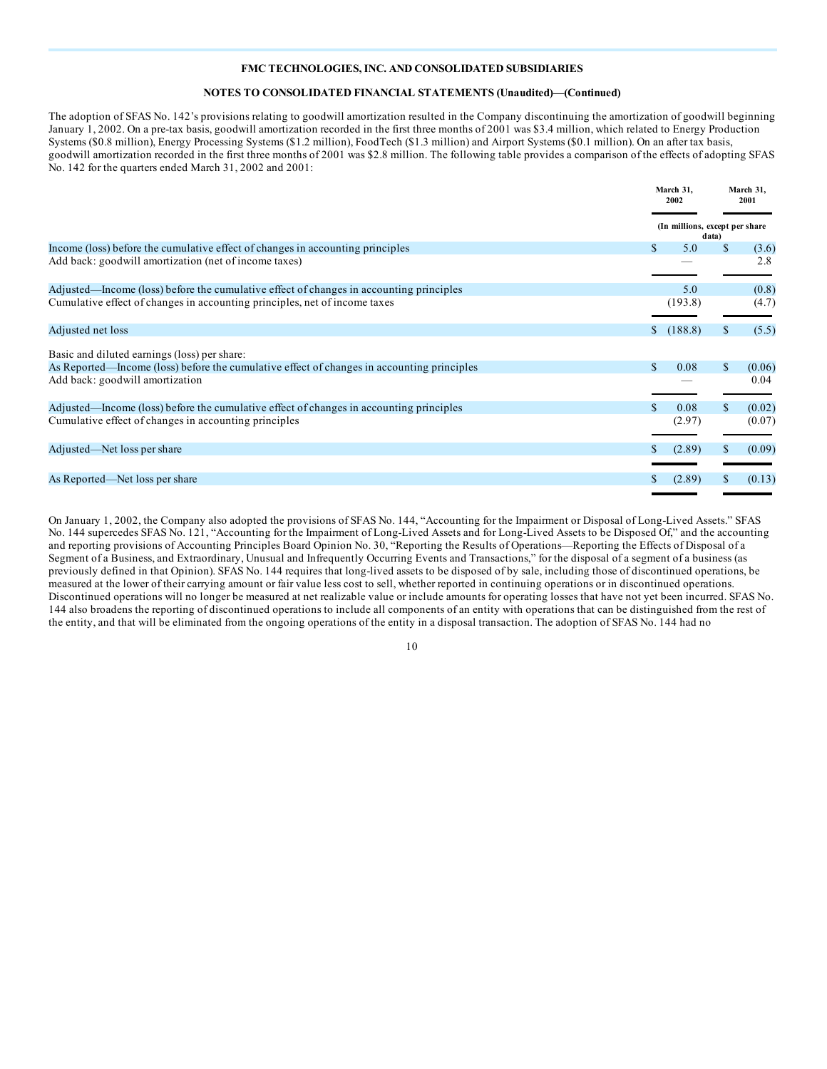**FMC TECHNOLOGIES, INC. AND CONSOLIDATED SUBSIDIARIES**

**NOTES TO CONSOLIDATED FINANCIAL STATEMENTS (Unaudited)—(Continued)**

The adoption of SFAS No. 142's provisions relating to goodwill amortization resulted in the Company discontinuing the amortization of goodwill beginning January 1, 2002. On a pre-tax basis, goodwill amortization recorded in the first three months of 2001 was $3.4 million, which related to Energy Production Systems ($0.8 million), Energy Processing Systems ($1.2 million), FoodTech ($1.3 million) and Airport Systems ($0.1 million). On an after tax basis, goodwill amortization recorded in the first three months of 2001 was $2.8 million. The following table provides a comparison of the effects of adopting SFAS No. 142 for the quarters ended March 31, 2002 and 2001:

| | March 31, 2002 | March 31, 2001 |
|---|---|---|
| | (In millions, except per share data) | |
| Income (loss) before the cumulative effect of changes in accounting principles | $ 5.0 | $ (3.6) |
| Add back: goodwill amortization (net of income taxes) | — | 2.8 |
| Adjusted—Income (loss) before the cumulative effect of changes in accounting principles | 5.0 | (0.8) |
| Cumulative effect of changes in accounting principles, net of income taxes | (193.8) | (4.7) |
| Adjusted net loss | $ (188.8) | $ (5.5) |
| Basic and diluted earnings (loss) per share: | | |
| As Reported—Income (loss) before the cumulative effect of changes in accounting principles | $ 0.08 | $ (0.06) |
| Add back: goodwill amortization | — | 0.04 |
| Adjusted—Income (loss) before the cumulative effect of changes in accounting principles | $ 0.08 | $ (0.02) |
| Cumulative effect of changes in accounting principles | (2.97) | (0.07) |
| Adjusted—Net loss per share | $ (2.89) | $ (0.09) |
| As Reported—Net loss per share | $ (2.89) | $ (0.13) |

On January 1, 2002, the Company also adopted the provisions of SFAS No. 144, "Accounting for the Impairment or Disposal of Long-Lived Assets." SFAS No. 144 supercedes SFAS No. 121, "Accounting for the Impairment of Long-Lived Assets and for Long-Lived Assets to be Disposed Of," and the accounting and reporting provisions of Accounting Principles Board Opinion No. 30, "Reporting the Results of Operations—Reporting the Effects of Disposal of a Segment of a Business, and Extraordinary, Unusual and Infrequently Occurring Events and Transactions," for the disposal of a segment of a business (as previously defined in that Opinion). SFAS No. 144 requires that long-lived assets to be disposed of by sale, including those of discontinued operations, be measured at the lower of their carrying amount or fair value less cost to sell, whether reported in continuing operations or in discontinued operations. Discontinued operations will no longer be measured at net realizable value or include amounts for operating losses that have not yet been incurred. SFAS No. 144 also broadens the reporting of discontinued operations to include all components of an entity with operations that can be distinguished from the rest of the entity, and that will be eliminated from the ongoing operations of the entity in a disposal transaction. The adoption of SFAS No. 144 had no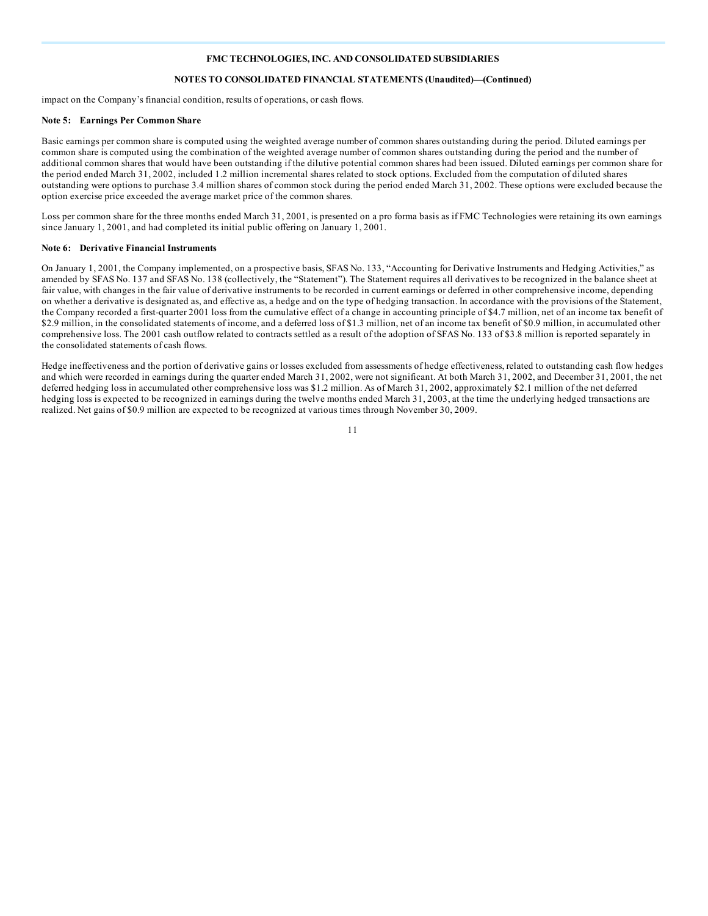impact on the Company's financial condition, results of operations, or cash flows.

**Note 5: Earnings Per Common Share**

Basic earnings per common share is computed using the weighted average number of common shares outstanding during the period. Diluted earnings per common share is computed using the combination of the weighted average number of common shares outstanding during the period and the number of additional common shares that would have been outstanding if the dilutive potential common shares had been issued. Diluted earnings per common share for the period ended March 31, 2002, included 1.2 million incremental shares related to stock options. Excluded from the computation of diluted shares outstanding were options to purchase 3.4 million shares of common stock during the period ended March 31, 2002. These options were excluded because the option exercise price exceeded the average market price of the common shares.

Loss per common share for the three months ended March 31, 2001, is presented on a pro forma basis as if FMC Technologies were retaining its own earnings since January 1, 2001, and had completed its initial public offering on January 1, 2001.

**Note 6: Derivative Financial Instruments**

On January 1, 2001, the Company implemented, on a prospective basis, SFAS No. 133, "Accounting for Derivative Instruments and Hedging Activities," as amended by SFAS No. 137 and SFAS No. 138 (collectively, the "Statement"). The Statement requires all derivatives to be recognized in the balance sheet at fair value, with changes in the fair value of derivative instruments to be recorded in current earnings or deferred in other comprehensive income, depending on whether a derivative is designated as, and effective as, a hedge and on the type of hedging transaction. In accordance with the provisions of the Statement, the Company recorded a first-quarter 2001 loss from the cumulative effect of a change in accounting principle of $4.7 million, net of an income tax benefit of $2.9 million, in the consolidated statements of income, and a deferred loss of $1.3 million, net of an income tax benefit of $0.9 million, in accumulated other comprehensive loss. The 2001 cash outflow related to contracts settled as a result of the adoption of SFAS No. 133 of $3.8 million is reported separately in the consolidated statements of cash flows.

Hedge ineffectiveness and the portion of derivative gains or losses excluded from assessments of hedge effectiveness, related to outstanding cash flow hedges and which were recorded in earnings during the quarter ended March 31, 2002, were not significant. At both March 31, 2002, and December 31, 2001, the net deferred hedging loss in accumulated other comprehensive loss was $1.2 million. As of March 31, 2002, approximately $2.1 million of the net deferred hedging loss is expected to be recognized in earnings during the twelve months ended March 31, 2003, at the time the underlying hedged transactions are realized. Net gains of $0.9 million are expected to be recognized at various times through November 30, 2009.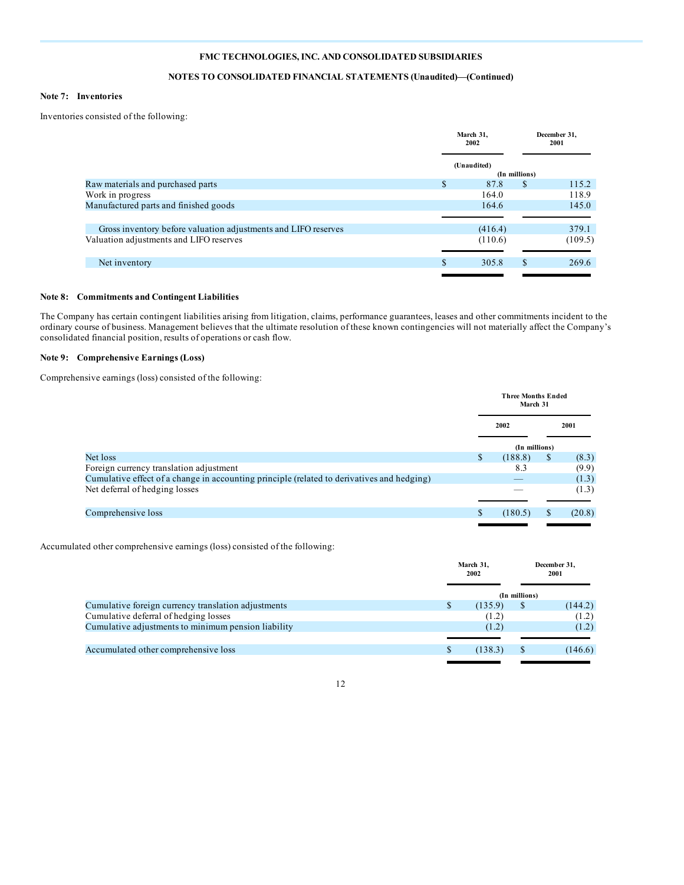# FMC TECHNOLOGIES, INC. AND CONSOLIDATED SUBSIDIARIES

## NOTES TO CONSOLIDATED FINANCIAL STATEMENTS (Unaudited)—(Continued)

### Note 7: Inventories

Inventories consisted of the following:

| | March 31, 2002 | December 31, 2001 |
|---|---|---|
| | (Unaudited) | |
| | (In millions) | |
| Raw materials and purchased parts | $ 87.8 | $ 115.2 |
| Work in progress | 164.0 | 118.9 |
| Manufactured parts and finished goods | 164.6 | 145.0 |
| Gross inventory before valuation adjustments and LIFO reserves | (416.4) | 379.1 |
| Valuation adjustments and LIFO reserves | (110.6) | (109.5) |
| Net inventory | $ 305.8 | $ 269.6 |

### Note 8: Commitments and Contingent Liabilities

The Company has certain contingent liabilities arising from litigation, claims, performance guarantees, leases and other commitments incident to the ordinary course of business. Management believes that the ultimate resolution of these known contingencies will not materially affect the Company's consolidated financial position, results of operations or cash flow.

### Note 9: Comprehensive Earnings (Loss)

Comprehensive earnings (loss) consisted of the following:

| | Three Months Ended March 31 | |
|---|---|---|
| | 2002 | 2001 |
| | (In millions) | |
| Net loss | $ (188.8) | $ (8.3) |
| Foreign currency translation adjustment | 8.3 | (9.9) |
| Cumulative effect of a change in accounting principle (related to derivatives and hedging) | — | (1.3) |
| Net deferral of hedging losses | — | (1.3) |
| Comprehensive loss | $ (180.5) | $ (20.8) |

Accumulated other comprehensive earnings (loss) consisted of the following:

| | March 31, 2002 | December 31, 2001 |
|---|---|---|
| | (In millions) | |
| Cumulative foreign currency translation adjustments | $ (135.9) | $ (144.2) |
| Cumulative deferral of hedging losses | (1.2) | (1.2) |
| Cumulative adjustments to minimum pension liability | (1.2) | (1.2) |
| Accumulated other comprehensive loss | $ (138.3) | $ (146.6) |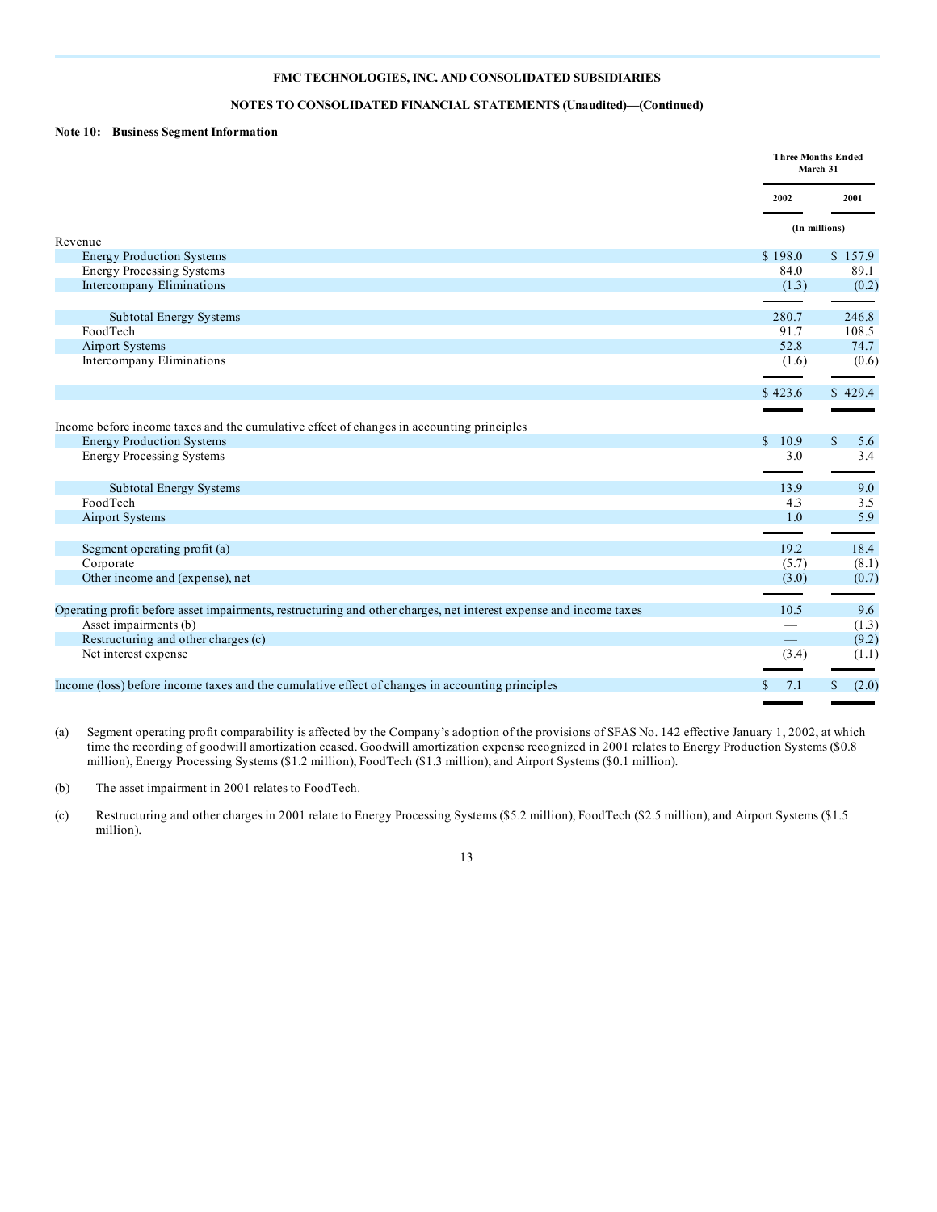**FMC TECHNOLOGIES, INC. AND CONSOLIDATED SUBSIDIARIES**

**NOTES TO CONSOLIDATED FINANCIAL STATEMENTS (Unaudited)—(Continued)**

**Note 10: Business Segment Information**

| | Three Months Ended March 31 | |
|---|---|---|
| | 2002 | 2001 |
| | (In millions) | |
| Revenue | | |
| Energy Production Systems | $ 198.0 | $ 157.9 |
| Energy Processing Systems | 84.0 | 89.1 |
| Intercompany Eliminations | (1.3) | (0.2) |
| Subtotal Energy Systems | 280.7 | 246.8 |
| FoodTech | 91.7 | 108.5 |
| Airport Systems | 52.8 | 74.7 |
| Intercompany Eliminations | (1.6) | (0.6) |
| | $ 423.6 | $ 429.4 |
| Income before income taxes and the cumulative effect of changes in accounting principles | | |
| Energy Production Systems | $ 10.9 | $ 5.6 |
| Energy Processing Systems | 3.0 | 3.4 |
| Subtotal Energy Systems | 13.9 | 9.0 |
| FoodTech | 4.3 | 3.5 |
| Airport Systems | 1.0 | 5.9 |
| Segment operating profit (a) | 19.2 | 18.4 |
| Corporate | (5.7) | (8.1) |
| Other income and (expense), net | (3.0) | (0.7) |
| Operating profit before asset impairments, restructuring and other charges, net interest expense and income taxes | 10.5 | 9.6 |
| Asset impairments (b) | — | (1.3) |
| Restructuring and other charges (c) | — | (9.2) |
| Net interest expense | (3.4) | (1.1) |
| Income (loss) before income taxes and the cumulative effect of changes in accounting principles | $ 7.1 | $ (2.0) |

(a) Segment operating profit comparability is affected by the Company's adoption of the provisions of SFAS No. 142 effective January 1, 2002, at which time the recording of goodwill amortization ceased. Goodwill amortization expense recognized in 2001 relates to Energy Production Systems ($0.8 million), Energy Processing Systems ($1.2 million), FoodTech ($1.3 million), and Airport Systems ($0.1 million).

(b) The asset impairment in 2001 relates to FoodTech.

(c) Restructuring and other charges in 2001 relate to Energy Processing Systems ($5.2 million), FoodTech ($2.5 million), and Airport Systems ($1.5 million).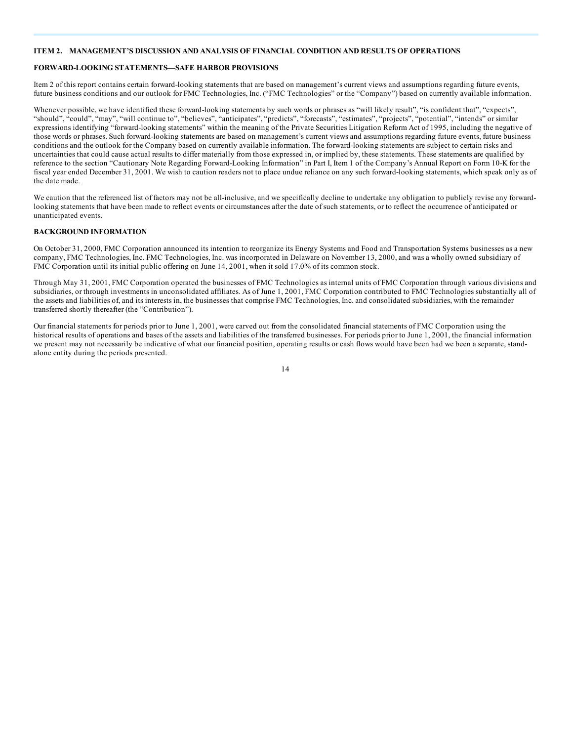## ITEM 2. MANAGEMENT'S DISCUSSION AND ANALYSIS OF FINANCIAL CONDITION AND RESULTS OF OPERATIONS

### FORWARD-LOOKING STATEMENTS—SAFE HARBOR PROVISIONS

Item 2 of this report contains certain forward-looking statements that are based on management's current views and assumptions regarding future events, future business conditions and our outlook for FMC Technologies, Inc. ("FMC Technologies" or the "Company") based on currently available information.

Whenever possible, we have identified these forward-looking statements by such words or phrases as "will likely result", "is confident that", "expects", "should", "could", "may", "will continue to", "believes", "anticipates", "predicts", "forecasts", "estimates", "projects", "potential", "intends" or similar expressions identifying "forward-looking statements" within the meaning of the Private Securities Litigation Reform Act of 1995, including the negative of those words or phrases. Such forward-looking statements are based on management's current views and assumptions regarding future events, future business conditions and the outlook for the Company based on currently available information. The forward-looking statements are subject to certain risks and uncertainties that could cause actual results to differ materially from those expressed in, or implied by, these statements. These statements are qualified by reference to the section "Cautionary Note Regarding Forward-Looking Information" in Part I, Item 1 of the Company's Annual Report on Form 10-K for the fiscal year ended December 31, 2001. We wish to caution readers not to place undue reliance on any such forward-looking statements, which speak only as of the date made.

We caution that the referenced list of factors may not be all-inclusive, and we specifically decline to undertake any obligation to publicly revise any forward-looking statements that have been made to reflect events or circumstances after the date of such statements, or to reflect the occurrence of anticipated or unanticipated events.

### BACKGROUND INFORMATION

On October 31, 2000, FMC Corporation announced its intention to reorganize its Energy Systems and Food and Transportation Systems businesses as a new company, FMC Technologies, Inc. FMC Technologies, Inc. was incorporated in Delaware on November 13, 2000, and was a wholly owned subsidiary of FMC Corporation until its initial public offering on June 14, 2001, when it sold 17.0% of its common stock.

Through May 31, 2001, FMC Corporation operated the businesses of FMC Technologies as internal units of FMC Corporation through various divisions and subsidiaries, or through investments in unconsolidated affiliates. As of June 1, 2001, FMC Corporation contributed to FMC Technologies substantially all of the assets and liabilities of, and its interests in, the businesses that comprise FMC Technologies, Inc. and consolidated subsidiaries, with the remainder transferred shortly thereafter (the "Contribution").

Our financial statements for periods prior to June 1, 2001, were carved out from the consolidated financial statements of FMC Corporation using the historical results of operations and bases of the assets and liabilities of the transferred businesses. For periods prior to June 1, 2001, the financial information we present may not necessarily be indicative of what our financial position, operating results or cash flows would have been had we been a separate, stand-alone entity during the periods presented.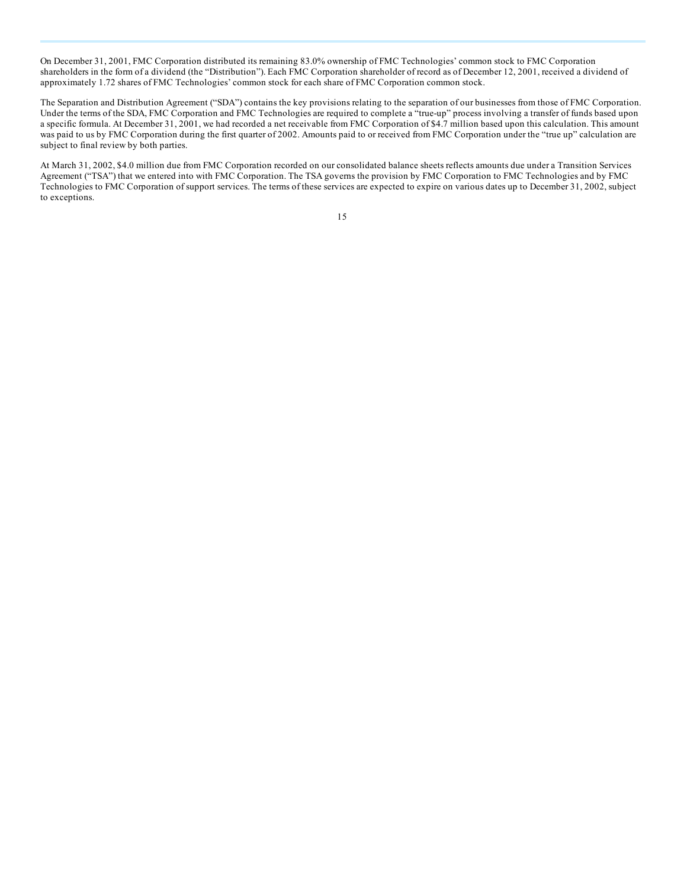On December 31, 2001, FMC Corporation distributed its remaining 83.0% ownership of FMC Technologies' common stock to FMC Corporation shareholders in the form of a dividend (the "Distribution"). Each FMC Corporation shareholder of record as of December 12, 2001, received a dividend of approximately 1.72 shares of FMC Technologies' common stock for each share of FMC Corporation common stock.

The Separation and Distribution Agreement ("SDA") contains the key provisions relating to the separation of our businesses from those of FMC Corporation. Under the terms of the SDA, FMC Corporation and FMC Technologies are required to complete a "true-up" process involving a transfer of funds based upon a specific formula. At December 31, 2001, we had recorded a net receivable from FMC Corporation of $4.7 million based upon this calculation. This amount was paid to us by FMC Corporation during the first quarter of 2002. Amounts paid to or received from FMC Corporation under the "true up" calculation are subject to final review by both parties.

At March 31, 2002, $4.0 million due from FMC Corporation recorded on our consolidated balance sheets reflects amounts due under a Transition Services Agreement ("TSA") that we entered into with FMC Corporation. The TSA governs the provision by FMC Corporation to FMC Technologies and by FMC Technologies to FMC Corporation of support services. The terms of these services are expected to expire on various dates up to December 31, 2002, subject to exceptions.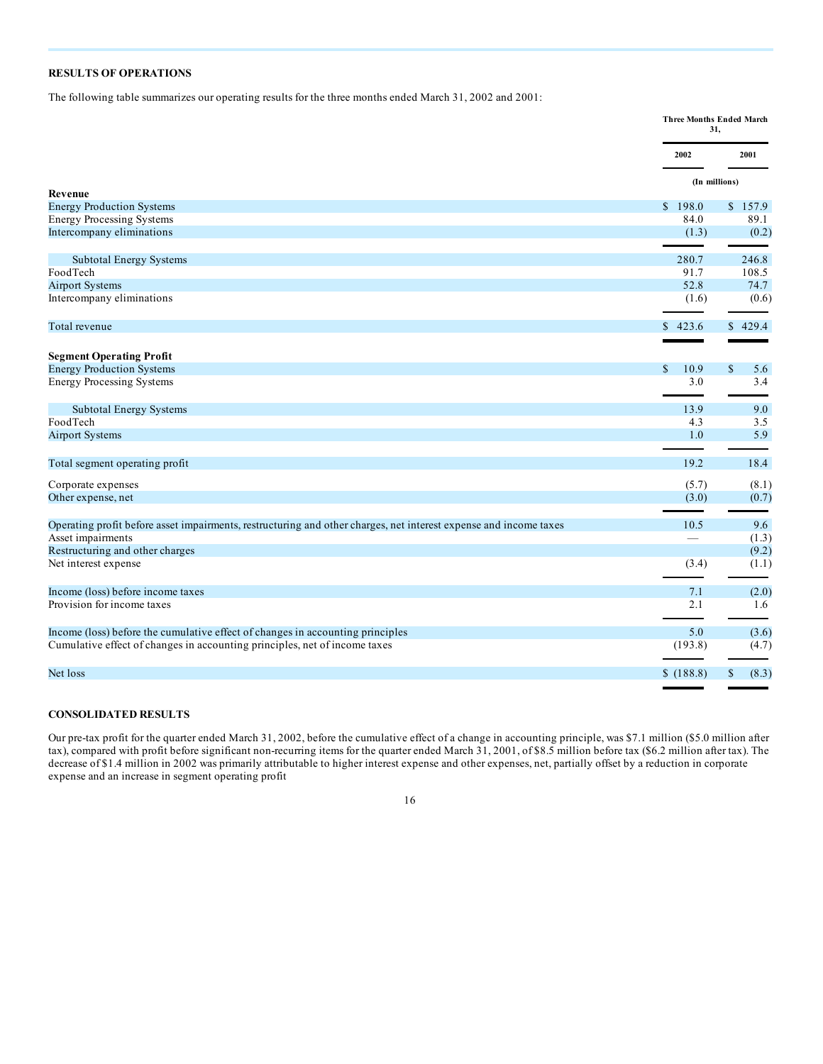## RESULTS OF OPERATIONS

The following table summarizes our operating results for the three months ended March 31, 2002 and 2001:

| | Three Months Ended March 31, | |
|---|---|---|
| | 2002 | 2001 |
| | (In millions) | |
| **Revenue** | | |
| Energy Production Systems | $ 198.0 | $ 157.9 |
| Energy Processing Systems | 84.0 | 89.1 |
| Intercompany eliminations | (1.3) | (0.2) |
| Subtotal Energy Systems | 280.7 | 246.8 |
| FoodTech | 91.7 | 108.5 |
| Airport Systems | 52.8 | 74.7 |
| Intercompany eliminations | (1.6) | (0.6) |
| Total revenue | $ 423.6 | $ 429.4 |
| **Segment Operating Profit** | | |
| Energy Production Systems | $ 10.9 | $ 5.6 |
| Energy Processing Systems | 3.0 | 3.4 |
| Subtotal Energy Systems | 13.9 | 9.0 |
| FoodTech | 4.3 | 3.5 |
| Airport Systems | 1.0 | 5.9 |
| Total segment operating profit | 19.2 | 18.4 |
| Corporate expenses | (5.7) | (8.1) |
| Other expense, net | (3.0) | (0.7) |
| Operating profit before asset impairments, restructuring and other charges, net interest expense and income taxes | 10.5 | 9.6 |
| Asset impairments | — | (1.3) |
| Restructuring and other charges | | (9.2) |
| Net interest expense | (3.4) | (1.1) |
| Income (loss) before income taxes | 7.1 | (2.0) |
| Provision for income taxes | 2.1 | 1.6 |
| Income (loss) before the cumulative effect of changes in accounting principles | 5.0 | (3.6) |
| Cumulative effect of changes in accounting principles, net of income taxes | (193.8) | (4.7) |
| Net loss | $ (188.8) | $ (8.3) |

## CONSOLIDATED RESULTS

Our pre-tax profit for the quarter ended March 31, 2002, before the cumulative effect of a change in accounting principle, was $7.1 million ($5.0 million after tax), compared with profit before significant non-recurring items for the quarter ended March 31, 2001, of $8.5 million before tax ($6.2 million after tax). The decrease of $1.4 million in 2002 was primarily attributable to higher interest expense and other expenses, net, partially offset by a reduction in corporate expense and an increase in segment operating profit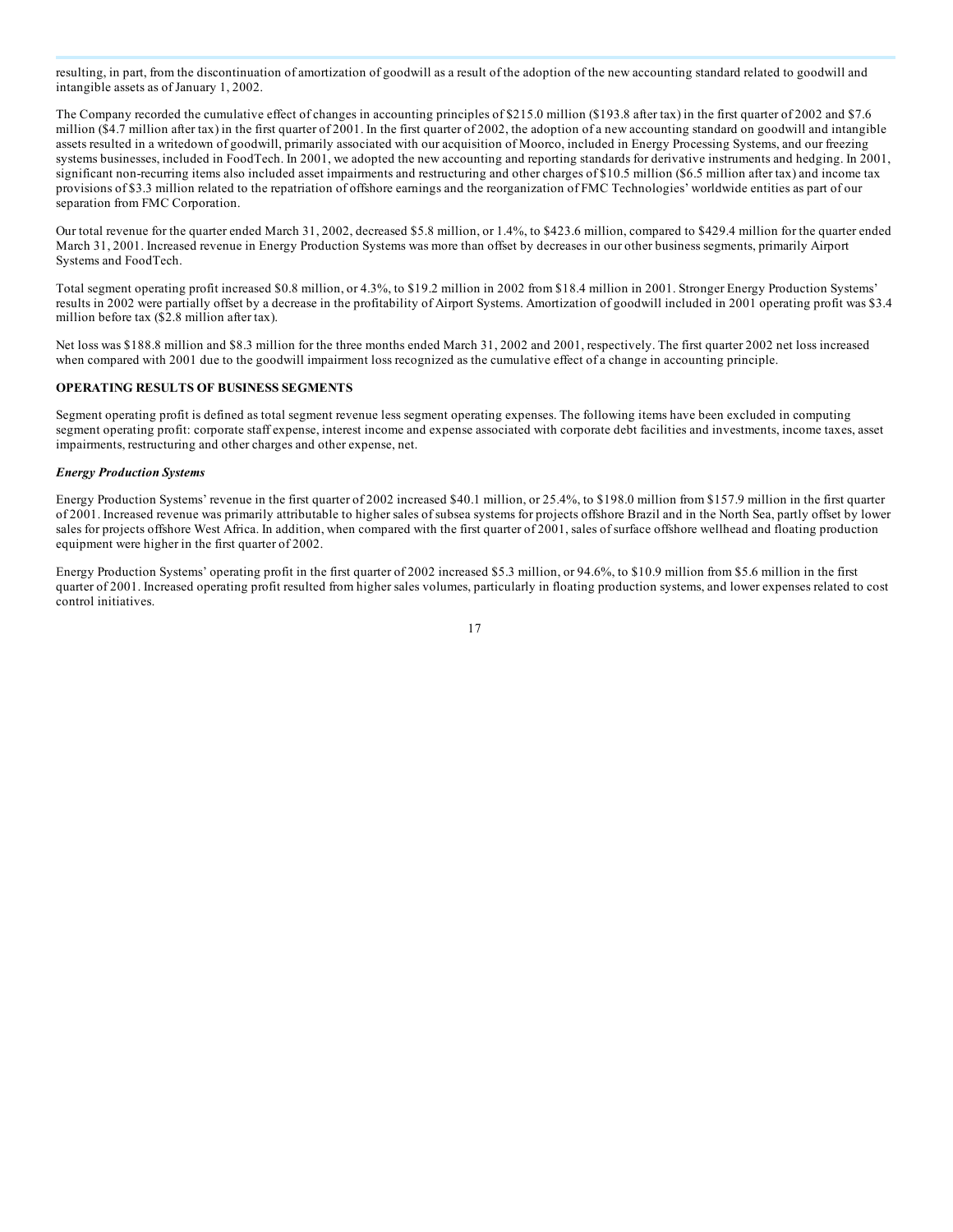resulting, in part, from the discontinuation of amortization of goodwill as a result of the adoption of the new accounting standard related to goodwill and intangible assets as of January 1, 2002.

The Company recorded the cumulative effect of changes in accounting principles of $215.0 million ($193.8 after tax) in the first quarter of 2002 and $7.6 million ($4.7 million after tax) in the first quarter of 2001. In the first quarter of 2002, the adoption of a new accounting standard on goodwill and intangible assets resulted in a writedown of goodwill, primarily associated with our acquisition of Moorco, included in Energy Processing Systems, and our freezing systems businesses, included in FoodTech. In 2001, we adopted the new accounting and reporting standards for derivative instruments and hedging. In 2001, significant non-recurring items also included asset impairments and restructuring and other charges of $10.5 million ($6.5 million after tax) and income tax provisions of $3.3 million related to the repatriation of offshore earnings and the reorganization of FMC Technologies' worldwide entities as part of our separation from FMC Corporation.

Our total revenue for the quarter ended March 31, 2002, decreased $5.8 million, or 1.4%, to $423.6 million, compared to $429.4 million for the quarter ended March 31, 2001. Increased revenue in Energy Production Systems was more than offset by decreases in our other business segments, primarily Airport Systems and FoodTech.

Total segment operating profit increased $0.8 million, or 4.3%, to $19.2 million in 2002 from $18.4 million in 2001. Stronger Energy Production Systems' results in 2002 were partially offset by a decrease in the profitability of Airport Systems. Amortization of goodwill included in 2001 operating profit was $3.4 million before tax ($2.8 million after tax).

Net loss was $188.8 million and $8.3 million for the three months ended March 31, 2002 and 2001, respectively. The first quarter 2002 net loss increased when compared with 2001 due to the goodwill impairment loss recognized as the cumulative effect of a change in accounting principle.

**OPERATING RESULTS OF BUSINESS SEGMENTS**

Segment operating profit is defined as total segment revenue less segment operating expenses. The following items have been excluded in computing segment operating profit: corporate staff expense, interest income and expense associated with corporate debt facilities and investments, income taxes, asset impairments, restructuring and other charges and other expense, net.

***Energy Production Systems***

Energy Production Systems' revenue in the first quarter of 2002 increased $40.1 million, or 25.4%, to $198.0 million from $157.9 million in the first quarter of 2001. Increased revenue was primarily attributable to higher sales of subsea systems for projects offshore Brazil and in the North Sea, partly offset by lower sales for projects offshore West Africa. In addition, when compared with the first quarter of 2001, sales of surface offshore wellhead and floating production equipment were higher in the first quarter of 2002.

Energy Production Systems' operating profit in the first quarter of 2002 increased $5.3 million, or 94.6%, to $10.9 million from $5.6 million in the first quarter of 2001. Increased operating profit resulted from higher sales volumes, particularly in floating production systems, and lower expenses related to cost control initiatives.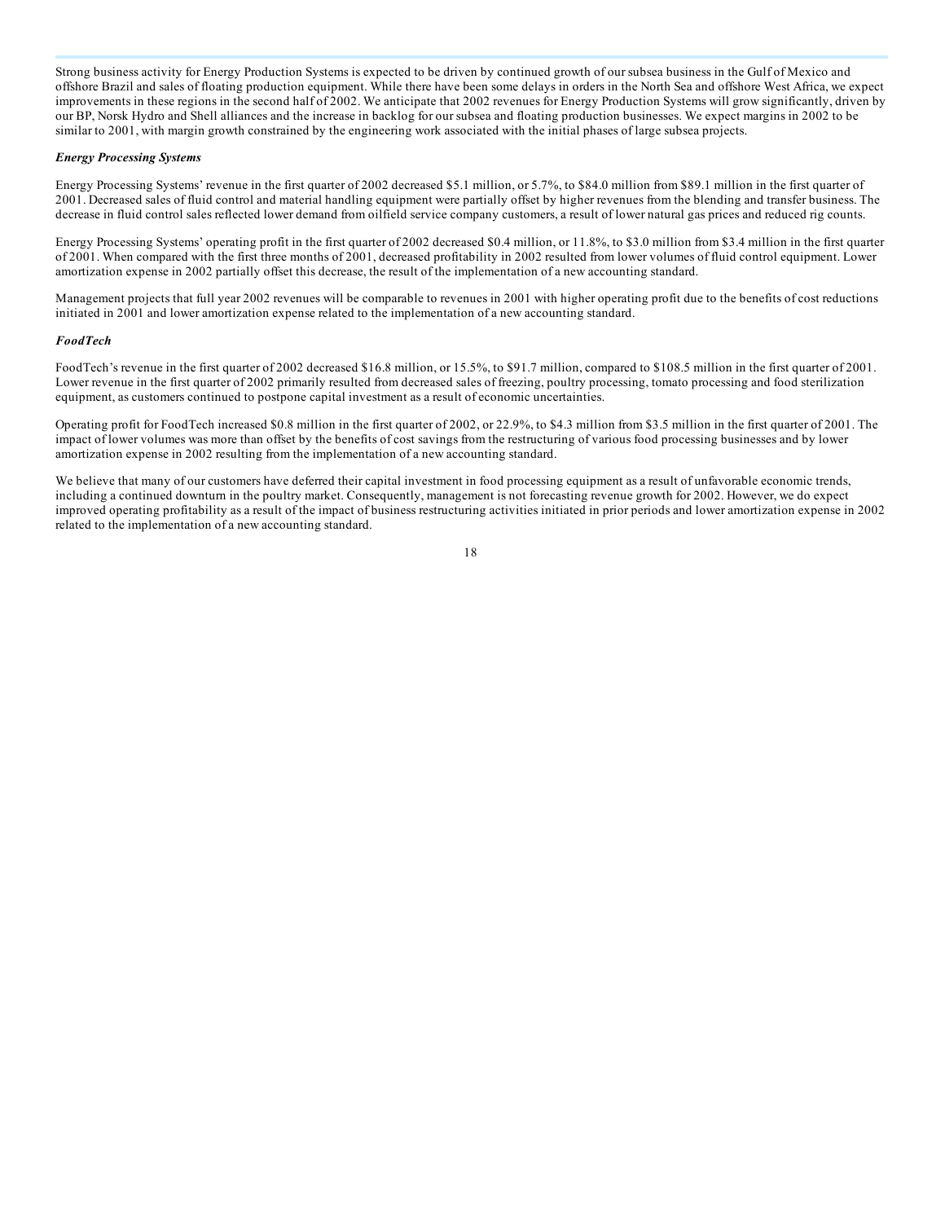Strong business activity for Energy Production Systems is expected to be driven by continued growth of our subsea business in the Gulf of Mexico and offshore Brazil and sales of floating production equipment. While there have been some delays in orders in the North Sea and offshore West Africa, we expect improvements in these regions in the second half of 2002. We anticipate that 2002 revenues for Energy Production Systems will grow significantly, driven by our BP, Norsk Hydro and Shell alliances and the increase in backlog for our subsea and floating production businesses. We expect margins in 2002 to be similar to 2001, with margin growth constrained by the engineering work associated with the initial phases of large subsea projects.

***Energy Processing Systems***

Energy Processing Systems' revenue in the first quarter of 2002 decreased $5.1 million, or 5.7%, to $84.0 million from $89.1 million in the first quarter of 2001. Decreased sales of fluid control and material handling equipment were partially offset by higher revenues from the blending and transfer business. The decrease in fluid control sales reflected lower demand from oilfield service company customers, a result of lower natural gas prices and reduced rig counts.

Energy Processing Systems' operating profit in the first quarter of 2002 decreased $0.4 million, or 11.8%, to $3.0 million from $3.4 million in the first quarter of 2001. When compared with the first three months of 2001, decreased profitability in 2002 resulted from lower volumes of fluid control equipment. Lower amortization expense in 2002 partially offset this decrease, the result of the implementation of a new accounting standard.

Management projects that full year 2002 revenues will be comparable to revenues in 2001 with higher operating profit due to the benefits of cost reductions initiated in 2001 and lower amortization expense related to the implementation of a new accounting standard.

***FoodTech***

FoodTech's revenue in the first quarter of 2002 decreased $16.8 million, or 15.5%, to $91.7 million, compared to $108.5 million in the first quarter of 2001. Lower revenue in the first quarter of 2002 primarily resulted from decreased sales of freezing, poultry processing, tomato processing and food sterilization equipment, as customers continued to postpone capital investment as a result of economic uncertainties.

Operating profit for FoodTech increased $0.8 million in the first quarter of 2002, or 22.9%, to $4.3 million from $3.5 million in the first quarter of 2001. The impact of lower volumes was more than offset by the benefits of cost savings from the restructuring of various food processing businesses and by lower amortization expense in 2002 resulting from the implementation of a new accounting standard.

We believe that many of our customers have deferred their capital investment in food processing equipment as a result of unfavorable economic trends, including a continued downturn in the poultry market. Consequently, management is not forecasting revenue growth for 2002. However, we do expect improved operating profitability as a result of the impact of business restructuring activities initiated in prior periods and lower amortization expense in 2002 related to the implementation of a new accounting standard.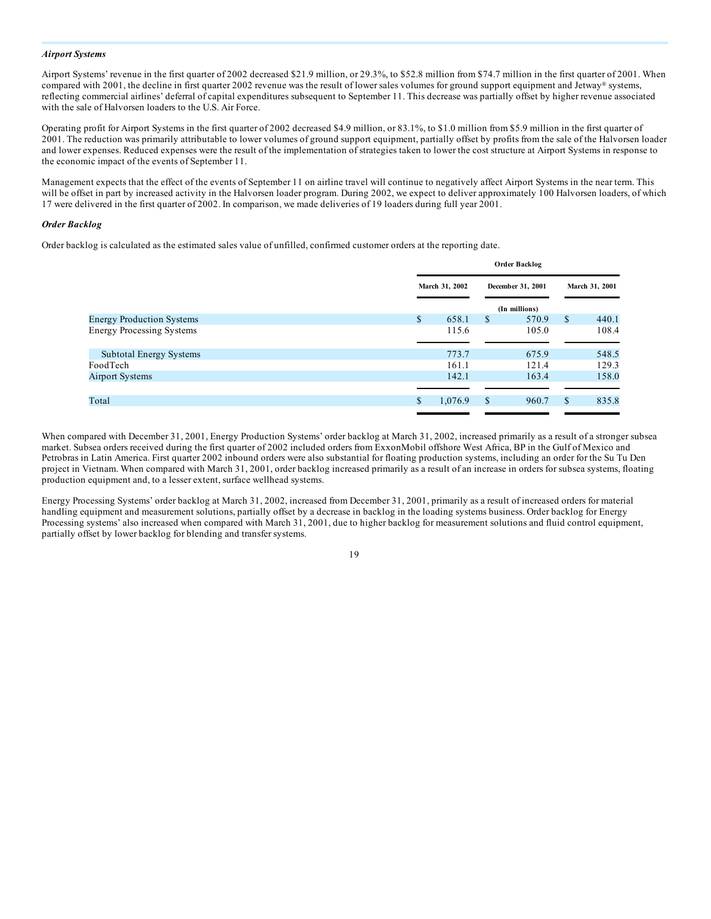*Airport Systems*

Airport Systems' revenue in the first quarter of 2002 decreased $21.9 million, or 29.3%, to $52.8 million from $74.7 million in the first quarter of 2001. When compared with 2001, the decline in first quarter 2002 revenue was the result of lower sales volumes for ground support equipment and Jetway® systems, reflecting commercial airlines' deferral of capital expenditures subsequent to September 11. This decrease was partially offset by higher revenue associated with the sale of Halvorsen loaders to the U.S. Air Force.

Operating profit for Airport Systems in the first quarter of 2002 decreased $4.9 million, or 83.1%, to $1.0 million from $5.9 million in the first quarter of 2001. The reduction was primarily attributable to lower volumes of ground support equipment, partially offset by profits from the sale of the Halvorsen loader and lower expenses. Reduced expenses were the result of the implementation of strategies taken to lower the cost structure at Airport Systems in response to the economic impact of the events of September 11.

Management expects that the effect of the events of September 11 on airline travel will continue to negatively affect Airport Systems in the near term. This will be offset in part by increased activity in the Halvorsen loader program. During 2002, we expect to deliver approximately 100 Halvorsen loaders, of which 17 were delivered in the first quarter of 2002. In comparison, we made deliveries of 19 loaders during full year 2001.

*Order Backlog*

Order backlog is calculated as the estimated sales value of unfilled, confirmed customer orders at the reporting date.

| | Order Backlog | | |
|---|---|---|---|
| | March 31, 2002 | December 31, 2001 | March 31, 2001 |
| | | (In millions) | |
| Energy Production Systems | $ 658.1 | $ 570.9 | $ 440.1 |
| Energy Processing Systems | 115.6 | 105.0 | 108.4 |
| Subtotal Energy Systems | 773.7 | 675.9 | 548.5 |
| FoodTech | 161.1 | 121.4 | 129.3 |
| Airport Systems | 142.1 | 163.4 | 158.0 |
| Total | $ 1,076.9 | $ 960.7 | $ 835.8 |

When compared with December 31, 2001, Energy Production Systems' order backlog at March 31, 2002, increased primarily as a result of a stronger subsea market. Subsea orders received during the first quarter of 2002 included orders from ExxonMobil offshore West Africa, BP in the Gulf of Mexico and Petrobras in Latin America. First quarter 2002 inbound orders were also substantial for floating production systems, including an order for the Su Tu Den project in Vietnam. When compared with March 31, 2001, order backlog increased primarily as a result of an increase in orders for subsea systems, floating production equipment and, to a lesser extent, surface wellhead systems.

Energy Processing Systems' order backlog at March 31, 2002, increased from December 31, 2001, primarily as a result of increased orders for material handling equipment and measurement solutions, partially offset by a decrease in backlog in the loading systems business. Order backlog for Energy Processing systems' also increased when compared with March 31, 2001, due to higher backlog for measurement solutions and fluid control equipment, partially offset by lower backlog for blending and transfer systems.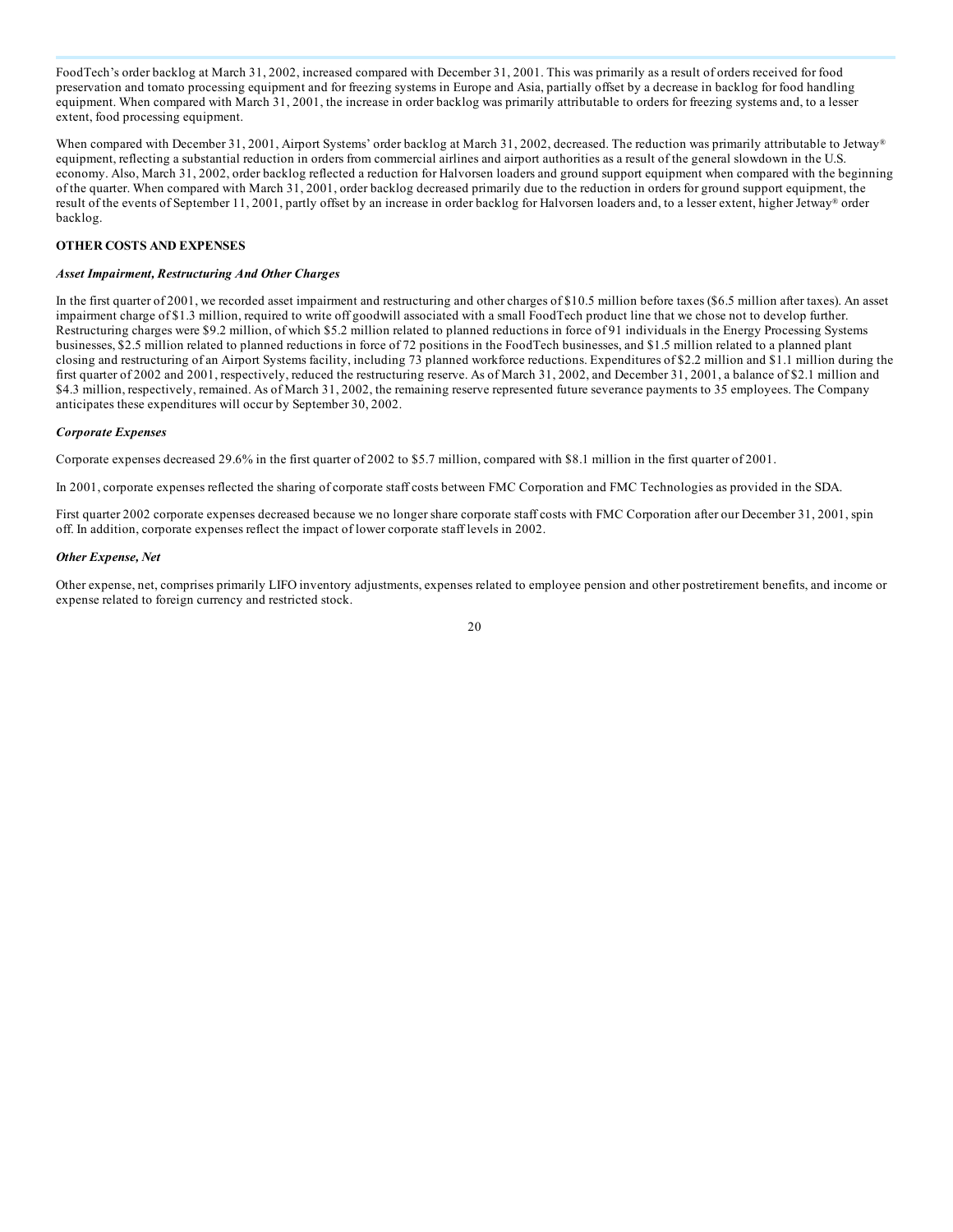FoodTech's order backlog at March 31, 2002, increased compared with December 31, 2001. This was primarily as a result of orders received for food preservation and tomato processing equipment and for freezing systems in Europe and Asia, partially offset by a decrease in backlog for food handling equipment. When compared with March 31, 2001, the increase in order backlog was primarily attributable to orders for freezing systems and, to a lesser extent, food processing equipment.

When compared with December 31, 2001, Airport Systems' order backlog at March 31, 2002, decreased. The reduction was primarily attributable to Jetway® equipment, reflecting a substantial reduction in orders from commercial airlines and airport authorities as a result of the general slowdown in the U.S. economy. Also, March 31, 2002, order backlog reflected a reduction for Halvorsen loaders and ground support equipment when compared with the beginning of the quarter. When compared with March 31, 2001, order backlog decreased primarily due to the reduction in orders for ground support equipment, the result of the events of September 11, 2001, partly offset by an increase in order backlog for Halvorsen loaders and, to a lesser extent, higher Jetway® order backlog.

**OTHER COSTS AND EXPENSES**

***Asset Impairment, Restructuring And Other Charges***

In the first quarter of 2001, we recorded asset impairment and restructuring and other charges of $10.5 million before taxes ($6.5 million after taxes). An asset impairment charge of $1.3 million, required to write off goodwill associated with a small FoodTech product line that we chose not to develop further. Restructuring charges were $9.2 million, of which $5.2 million related to planned reductions in force of 91 individuals in the Energy Processing Systems businesses, $2.5 million related to planned reductions in force of 72 positions in the FoodTech businesses, and $1.5 million related to a planned plant closing and restructuring of an Airport Systems facility, including 73 planned workforce reductions. Expenditures of $2.2 million and $1.1 million during the first quarter of 2002 and 2001, respectively, reduced the restructuring reserve. As of March 31, 2002, and December 31, 2001, a balance of $2.1 million and $4.3 million, respectively, remained. As of March 31, 2002, the remaining reserve represented future severance payments to 35 employees. The Company anticipates these expenditures will occur by September 30, 2002.

***Corporate Expenses***

Corporate expenses decreased 29.6% in the first quarter of 2002 to $5.7 million, compared with $8.1 million in the first quarter of 2001.

In 2001, corporate expenses reflected the sharing of corporate staff costs between FMC Corporation and FMC Technologies as provided in the SDA.

First quarter 2002 corporate expenses decreased because we no longer share corporate staff costs with FMC Corporation after our December 31, 2001, spin off. In addition, corporate expenses reflect the impact of lower corporate staff levels in 2002.

***Other Expense, Net***

Other expense, net, comprises primarily LIFO inventory adjustments, expenses related to employee pension and other postretirement benefits, and income or expense related to foreign currency and restricted stock.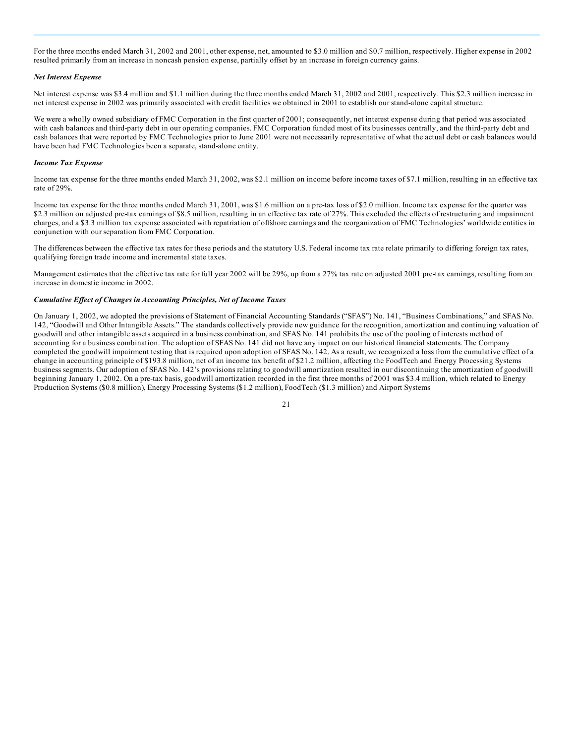For the three months ended March 31, 2002 and 2001, other expense, net, amounted to $3.0 million and $0.7 million, respectively. Higher expense in 2002 resulted primarily from an increase in noncash pension expense, partially offset by an increase in foreign currency gains.

***Net Interest Expense***

Net interest expense was $3.4 million and $1.1 million during the three months ended March 31, 2002 and 2001, respectively. This $2.3 million increase in net interest expense in 2002 was primarily associated with credit facilities we obtained in 2001 to establish our stand-alone capital structure.

We were a wholly owned subsidiary of FMC Corporation in the first quarter of 2001; consequently, net interest expense during that period was associated with cash balances and third-party debt in our operating companies. FMC Corporation funded most of its businesses centrally, and the third-party debt and cash balances that were reported by FMC Technologies prior to June 2001 were not necessarily representative of what the actual debt or cash balances would have been had FMC Technologies been a separate, stand-alone entity.

***Income Tax Expense***

Income tax expense for the three months ended March 31, 2002, was $2.1 million on income before income taxes of $7.1 million, resulting in an effective tax rate of 29%.

Income tax expense for the three months ended March 31, 2001, was $1.6 million on a pre-tax loss of $2.0 million. Income tax expense for the quarter was $2.3 million on adjusted pre-tax earnings of $8.5 million, resulting in an effective tax rate of 27%. This excluded the effects of restructuring and impairment charges, and a $3.3 million tax expense associated with repatriation of offshore earnings and the reorganization of FMC Technologies' worldwide entities in conjunction with our separation from FMC Corporation.

The differences between the effective tax rates for these periods and the statutory U.S. Federal income tax rate relate primarily to differing foreign tax rates, qualifying foreign trade income and incremental state taxes.

Management estimates that the effective tax rate for full year 2002 will be 29%, up from a 27% tax rate on adjusted 2001 pre-tax earnings, resulting from an increase in domestic income in 2002.

***Cumulative Effect of Changes in Accounting Principles, Net of Income Taxes***

On January 1, 2002, we adopted the provisions of Statement of Financial Accounting Standards ("SFAS") No. 141, "Business Combinations," and SFAS No. 142, "Goodwill and Other Intangible Assets." The standards collectively provide new guidance for the recognition, amortization and continuing valuation of goodwill and other intangible assets acquired in a business combination, and SFAS No. 141 prohibits the use of the pooling of interests method of accounting for a business combination. The adoption of SFAS No. 141 did not have any impact on our historical financial statements. The Company completed the goodwill impairment testing that is required upon adoption of SFAS No. 142. As a result, we recognized a loss from the cumulative effect of a change in accounting principle of $193.8 million, net of an income tax benefit of $21.2 million, affecting the FoodTech and Energy Processing Systems business segments. Our adoption of SFAS No. 142's provisions relating to goodwill amortization resulted in our discontinuing the amortization of goodwill beginning January 1, 2002. On a pre-tax basis, goodwill amortization recorded in the first three months of 2001 was $3.4 million, which related to Energy Production Systems ($0.8 million), Energy Processing Systems ($1.2 million), FoodTech ($1.3 million) and Airport Systems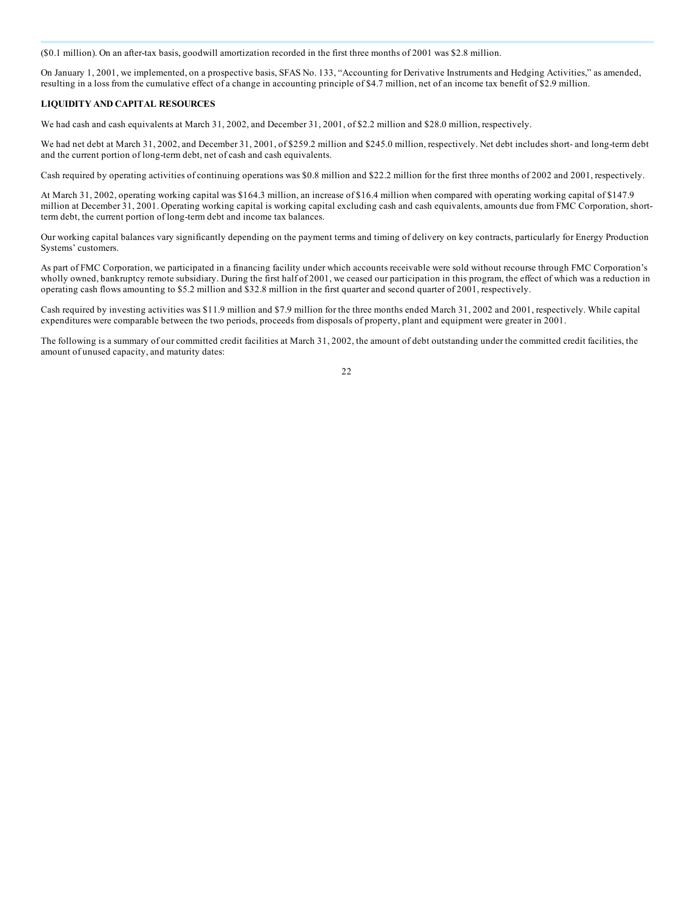($0.1 million). On an after-tax basis, goodwill amortization recorded in the first three months of 2001 was $2.8 million.

On January 1, 2001, we implemented, on a prospective basis, SFAS No. 133, "Accounting for Derivative Instruments and Hedging Activities," as amended, resulting in a loss from the cumulative effect of a change in accounting principle of $4.7 million, net of an income tax benefit of $2.9 million.

**LIQUIDITY AND CAPITAL RESOURCES**

We had cash and cash equivalents at March 31, 2002, and December 31, 2001, of $2.2 million and $28.0 million, respectively.

We had net debt at March 31, 2002, and December 31, 2001, of $259.2 million and $245.0 million, respectively. Net debt includes short- and long-term debt and the current portion of long-term debt, net of cash and cash equivalents.

Cash required by operating activities of continuing operations was $0.8 million and $22.2 million for the first three months of 2002 and 2001, respectively.

At March 31, 2002, operating working capital was $164.3 million, an increase of $16.4 million when compared with operating working capital of $147.9 million at December 31, 2001. Operating working capital is working capital excluding cash and cash equivalents, amounts due from FMC Corporation, short-term debt, the current portion of long-term debt and income tax balances.

Our working capital balances vary significantly depending on the payment terms and timing of delivery on key contracts, particularly for Energy Production Systems' customers.

As part of FMC Corporation, we participated in a financing facility under which accounts receivable were sold without recourse through FMC Corporation's wholly owned, bankruptcy remote subsidiary. During the first half of 2001, we ceased our participation in this program, the effect of which was a reduction in operating cash flows amounting to $5.2 million and $32.8 million in the first quarter and second quarter of 2001, respectively.

Cash required by investing activities was $11.9 million and $7.9 million for the three months ended March 31, 2002 and 2001, respectively. While capital expenditures were comparable between the two periods, proceeds from disposals of property, plant and equipment were greater in 2001.

The following is a summary of our committed credit facilities at March 31, 2002, the amount of debt outstanding under the committed credit facilities, the amount of unused capacity, and maturity dates: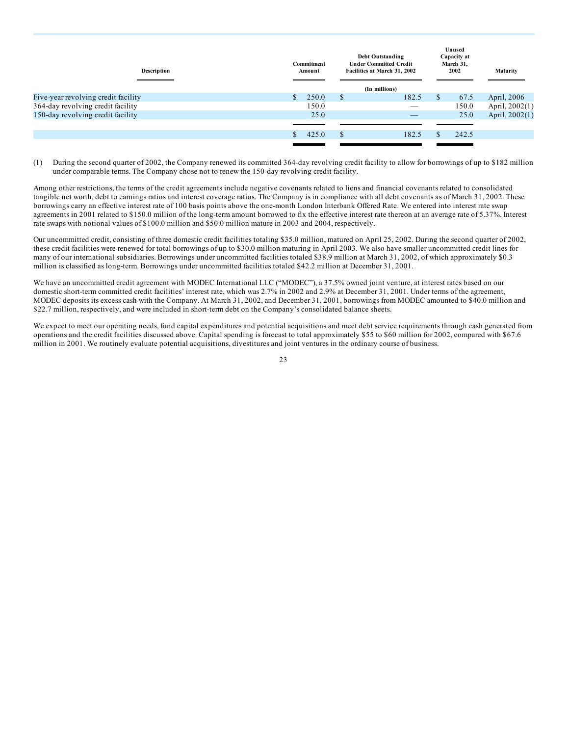| Description | Commitment Amount | Debt Outstanding Under Committed Credit Facilities at March 31, 2002 | Unused Capacity at March 31, 2002 | Maturity |
| --- | --- | --- | --- | --- |
| | | (In millions) | | |
| Five-year revolving credit facility | $ 250.0 | $ 182.5 | $ 67.5 | April, 2006 |
| 364-day revolving credit facility | 150.0 | — | 150.0 | April, 2002(1) |
| 150-day revolving credit facility | 25.0 | — | 25.0 | April, 2002(1) |
| | $ 425.0 | $ 182.5 | $ 242.5 | |

(1) During the second quarter of 2002, the Company renewed its committed 364-day revolving credit facility to allow for borrowings of up to $182 million under comparable terms. The Company chose not to renew the 150-day revolving credit facility.

Among other restrictions, the terms of the credit agreements include negative covenants related to liens and financial covenants related to consolidated tangible net worth, debt to earnings ratios and interest coverage ratios. The Company is in compliance with all debt covenants as of March 31, 2002. These borrowings carry an effective interest rate of 100 basis points above the one-month London Interbank Offered Rate. We entered into interest rate swap agreements in 2001 related to $150.0 million of the long-term amount borrowed to fix the effective interest rate thereon at an average rate of 5.37%. Interest rate swaps with notional values of $100.0 million and $50.0 million mature in 2003 and 2004, respectively.

Our uncommitted credit, consisting of three domestic credit facilities totaling $35.0 million, matured on April 25, 2002. During the second quarter of 2002, these credit facilities were renewed for total borrowings of up to $30.0 million maturing in April 2003. We also have smaller uncommitted credit lines for many of our international subsidiaries. Borrowings under uncommitted facilities totaled $38.9 million at March 31, 2002, of which approximately $0.3 million is classified as long-term. Borrowings under uncommitted facilities totaled $42.2 million at December 31, 2001.

We have an uncommitted credit agreement with MODEC International LLC ("MODEC"), a 37.5% owned joint venture, at interest rates based on our domestic short-term committed credit facilities' interest rate, which was 2.7% in 2002 and 2.9% at December 31, 2001. Under terms of the agreement, MODEC deposits its excess cash with the Company. At March 31, 2002, and December 31, 2001, borrowings from MODEC amounted to $40.0 million and $22.7 million, respectively, and were included in short-term debt on the Company's consolidated balance sheets.

We expect to meet our operating needs, fund capital expenditures and potential acquisitions and meet debt service requirements through cash generated from operations and the credit facilities discussed above. Capital spending is forecast to total approximately $55 to $60 million for 2002, compared with $67.6 million in 2001. We routinely evaluate potential acquisitions, divestitures and joint ventures in the ordinary course of business.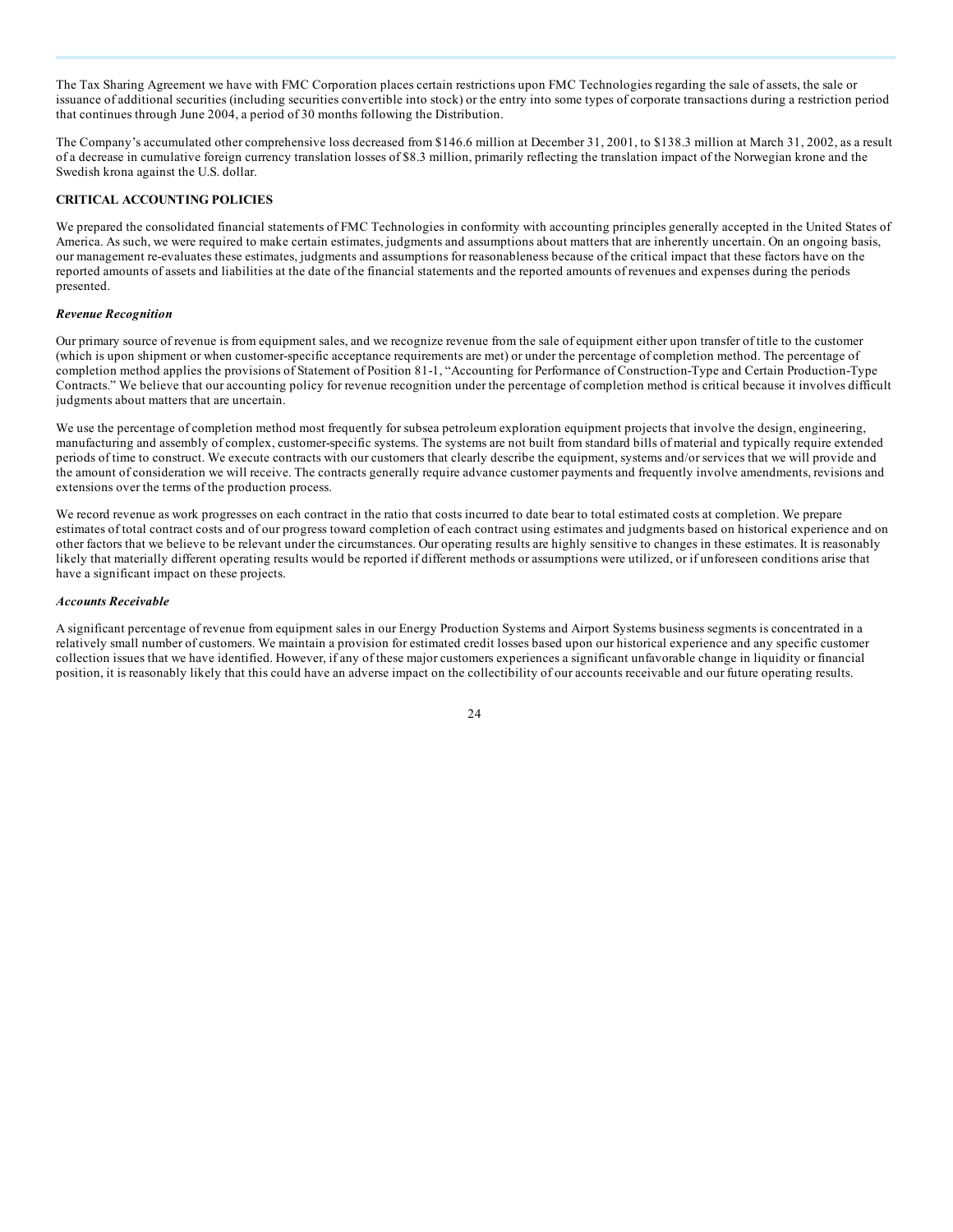The Tax Sharing Agreement we have with FMC Corporation places certain restrictions upon FMC Technologies regarding the sale of assets, the sale or issuance of additional securities (including securities convertible into stock) or the entry into some types of corporate transactions during a restriction period that continues through June 2004, a period of 30 months following the Distribution.

The Company's accumulated other comprehensive loss decreased from $146.6 million at December 31, 2001, to $138.3 million at March 31, 2002, as a result of a decrease in cumulative foreign currency translation losses of $8.3 million, primarily reflecting the translation impact of the Norwegian krone and the Swedish krona against the U.S. dollar.

**CRITICAL ACCOUNTING POLICIES**

We prepared the consolidated financial statements of FMC Technologies in conformity with accounting principles generally accepted in the United States of America. As such, we were required to make certain estimates, judgments and assumptions about matters that are inherently uncertain. On an ongoing basis, our management re-evaluates these estimates, judgments and assumptions for reasonableness because of the critical impact that these factors have on the reported amounts of assets and liabilities at the date of the financial statements and the reported amounts of revenues and expenses during the periods presented.

***Revenue Recognition***

Our primary source of revenue is from equipment sales, and we recognize revenue from the sale of equipment either upon transfer of title to the customer (which is upon shipment or when customer-specific acceptance requirements are met) or under the percentage of completion method. The percentage of completion method applies the provisions of Statement of Position 81-1, "Accounting for Performance of Construction-Type and Certain Production-Type Contracts." We believe that our accounting policy for revenue recognition under the percentage of completion method is critical because it involves difficult judgments about matters that are uncertain.

We use the percentage of completion method most frequently for subsea petroleum exploration equipment projects that involve the design, engineering, manufacturing and assembly of complex, customer-specific systems. The systems are not built from standard bills of material and typically require extended periods of time to construct. We execute contracts with our customers that clearly describe the equipment, systems and/or services that we will provide and the amount of consideration we will receive. The contracts generally require advance customer payments and frequently involve amendments, revisions and extensions over the terms of the production process.

We record revenue as work progresses on each contract in the ratio that costs incurred to date bear to total estimated costs at completion. We prepare estimates of total contract costs and of our progress toward completion of each contract using estimates and judgments based on historical experience and on other factors that we believe to be relevant under the circumstances. Our operating results are highly sensitive to changes in these estimates. It is reasonably likely that materially different operating results would be reported if different methods or assumptions were utilized, or if unforeseen conditions arise that have a significant impact on these projects.

***Accounts Receivable***

A significant percentage of revenue from equipment sales in our Energy Production Systems and Airport Systems business segments is concentrated in a relatively small number of customers. We maintain a provision for estimated credit losses based upon our historical experience and any specific customer collection issues that we have identified. However, if any of these major customers experiences a significant unfavorable change in liquidity or financial position, it is reasonably likely that this could have an adverse impact on the collectibility of our accounts receivable and our future operating results.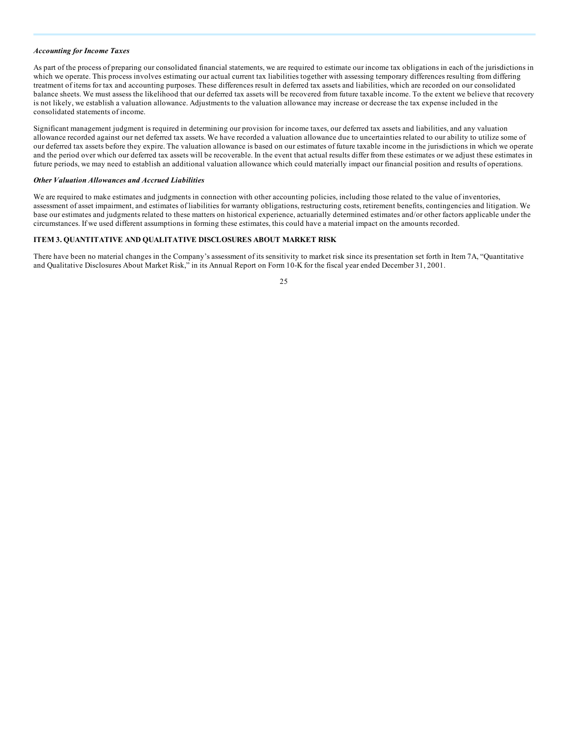***Accounting for Income Taxes***

As part of the process of preparing our consolidated financial statements, we are required to estimate our income tax obligations in each of the jurisdictions in which we operate. This process involves estimating our actual current tax liabilities together with assessing temporary differences resulting from differing treatment of items for tax and accounting purposes. These differences result in deferred tax assets and liabilities, which are recorded on our consolidated balance sheets. We must assess the likelihood that our deferred tax assets will be recovered from future taxable income. To the extent we believe that recovery is not likely, we establish a valuation allowance. Adjustments to the valuation allowance may increase or decrease the tax expense included in the consolidated statements of income.

Significant management judgment is required in determining our provision for income taxes, our deferred tax assets and liabilities, and any valuation allowance recorded against our net deferred tax assets. We have recorded a valuation allowance due to uncertainties related to our ability to utilize some of our deferred tax assets before they expire. The valuation allowance is based on our estimates of future taxable income in the jurisdictions in which we operate and the period over which our deferred tax assets will be recoverable. In the event that actual results differ from these estimates or we adjust these estimates in future periods, we may need to establish an additional valuation allowance which could materially impact our financial position and results of operations.

***Other Valuation Allowances and Accrued Liabilities***

We are required to make estimates and judgments in connection with other accounting policies, including those related to the value of inventories, assessment of asset impairment, and estimates of liabilities for warranty obligations, restructuring costs, retirement benefits, contingencies and litigation. We base our estimates and judgments related to these matters on historical experience, actuarially determined estimates and/or other factors applicable under the circumstances. If we used different assumptions in forming these estimates, this could have a material impact on the amounts recorded.

## ITEM 3. QUANTITATIVE AND QUALITATIVE DISCLOSURES ABOUT MARKET RISK

There have been no material changes in the Company's assessment of its sensitivity to market risk since its presentation set forth in Item 7A, "Quantitative and Qualitative Disclosures About Market Risk," in its Annual Report on Form 10-K for the fiscal year ended December 31, 2001.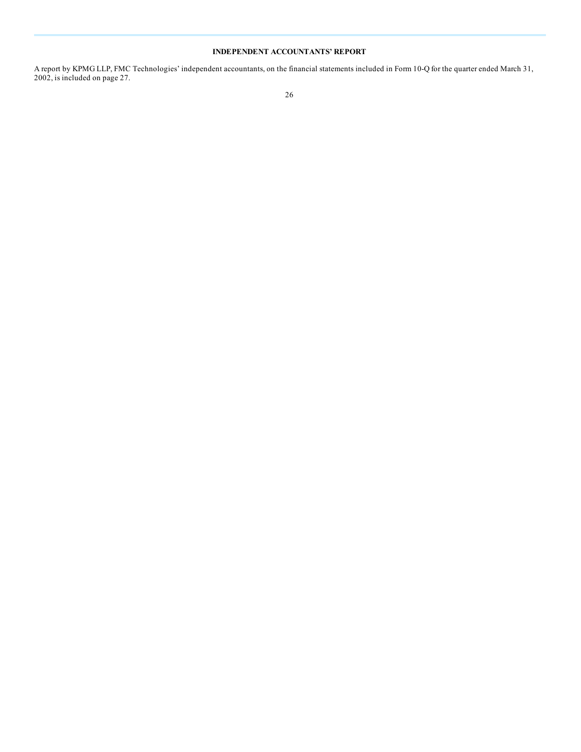## INDEPENDENT ACCOUNTANTS' REPORT

A report by KPMG LLP, FMC Technologies' independent accountants, on the financial statements included in Form 10-Q for the quarter ended March 31, 2002, is included on page 27.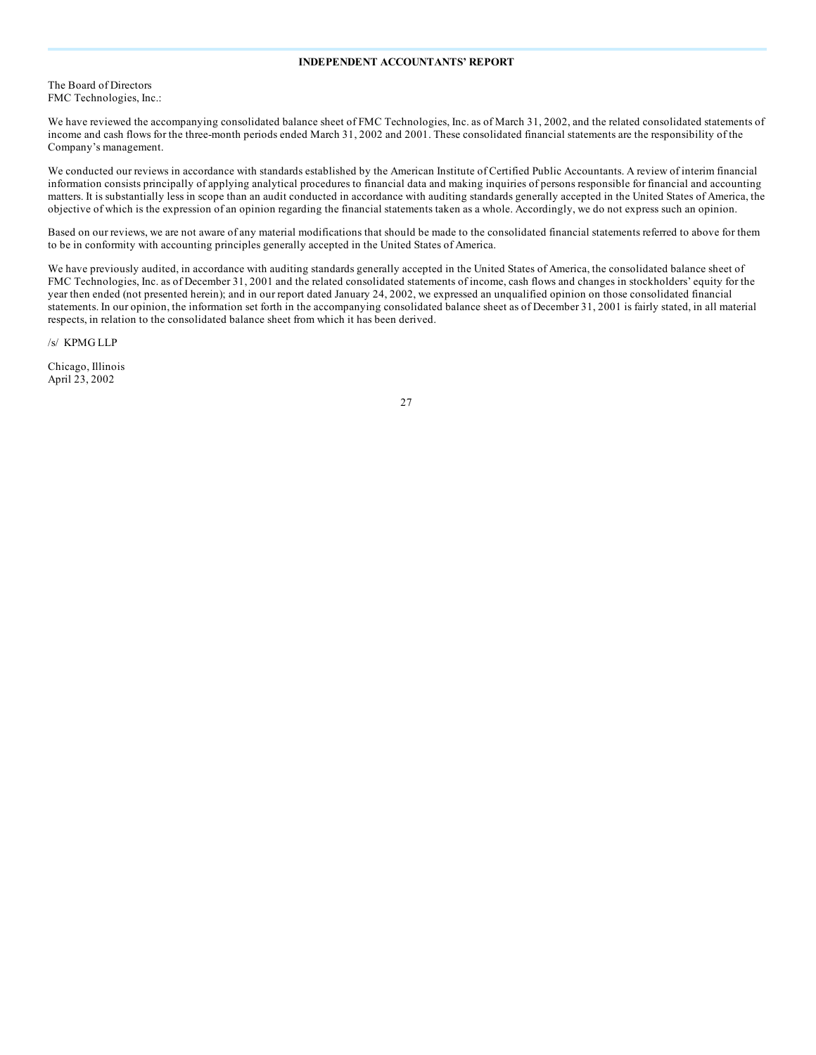## INDEPENDENT ACCOUNTANTS' REPORT

The Board of Directors
FMC Technologies, Inc.:

We have reviewed the accompanying consolidated balance sheet of FMC Technologies, Inc. as of March 31, 2002, and the related consolidated statements of income and cash flows for the three-month periods ended March 31, 2002 and 2001. These consolidated financial statements are the responsibility of the Company's management.

We conducted our reviews in accordance with standards established by the American Institute of Certified Public Accountants. A review of interim financial information consists principally of applying analytical procedures to financial data and making inquiries of persons responsible for financial and accounting matters. It is substantially less in scope than an audit conducted in accordance with auditing standards generally accepted in the United States of America, the objective of which is the expression of an opinion regarding the financial statements taken as a whole. Accordingly, we do not express such an opinion.

Based on our reviews, we are not aware of any material modifications that should be made to the consolidated financial statements referred to above for them to be in conformity with accounting principles generally accepted in the United States of America.

We have previously audited, in accordance with auditing standards generally accepted in the United States of America, the consolidated balance sheet of FMC Technologies, Inc. as of December 31, 2001 and the related consolidated statements of income, cash flows and changes in stockholders' equity for the year then ended (not presented herein); and in our report dated January 24, 2002, we expressed an unqualified opinion on those consolidated financial statements. In our opinion, the information set forth in the accompanying consolidated balance sheet as of December 31, 2001 is fairly stated, in all material respects, in relation to the consolidated balance sheet from which it has been derived.

/s/ KPMG LLP

Chicago, Illinois
April 23, 2002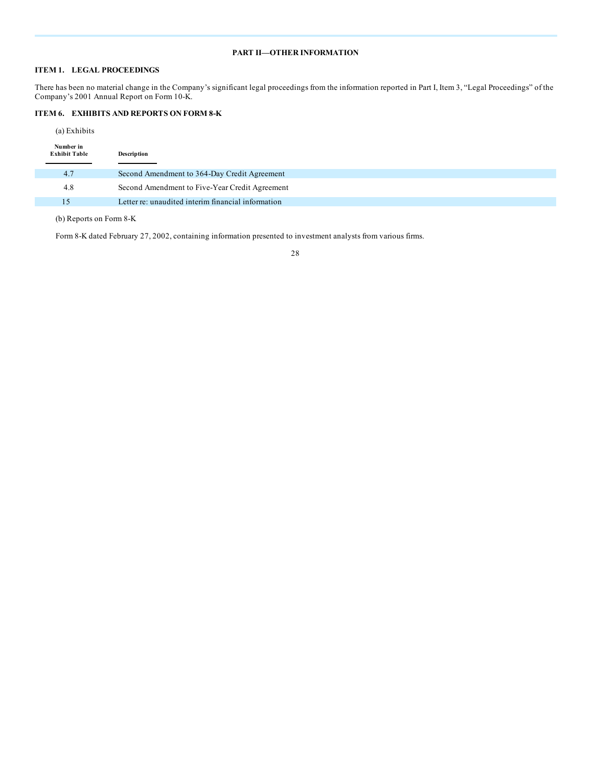## PART II—OTHER INFORMATION

### ITEM 1. LEGAL PROCEEDINGS

There has been no material change in the Company's significant legal proceedings from the information reported in Part I, Item 3, "Legal Proceedings" of the Company's 2001 Annual Report on Form 10-K.

### ITEM 6. EXHIBITS AND REPORTS ON FORM 8-K

(a) Exhibits

| Number in Exhibit Table | Description |
|---|---|
| 4.7 | Second Amendment to 364-Day Credit Agreement |
| 4.8 | Second Amendment to Five-Year Credit Agreement |
| 15 | Letter re: unaudited interim financial information |

(b) Reports on Form 8-K

Form 8-K dated February 27, 2002, containing information presented to investment analysts from various firms.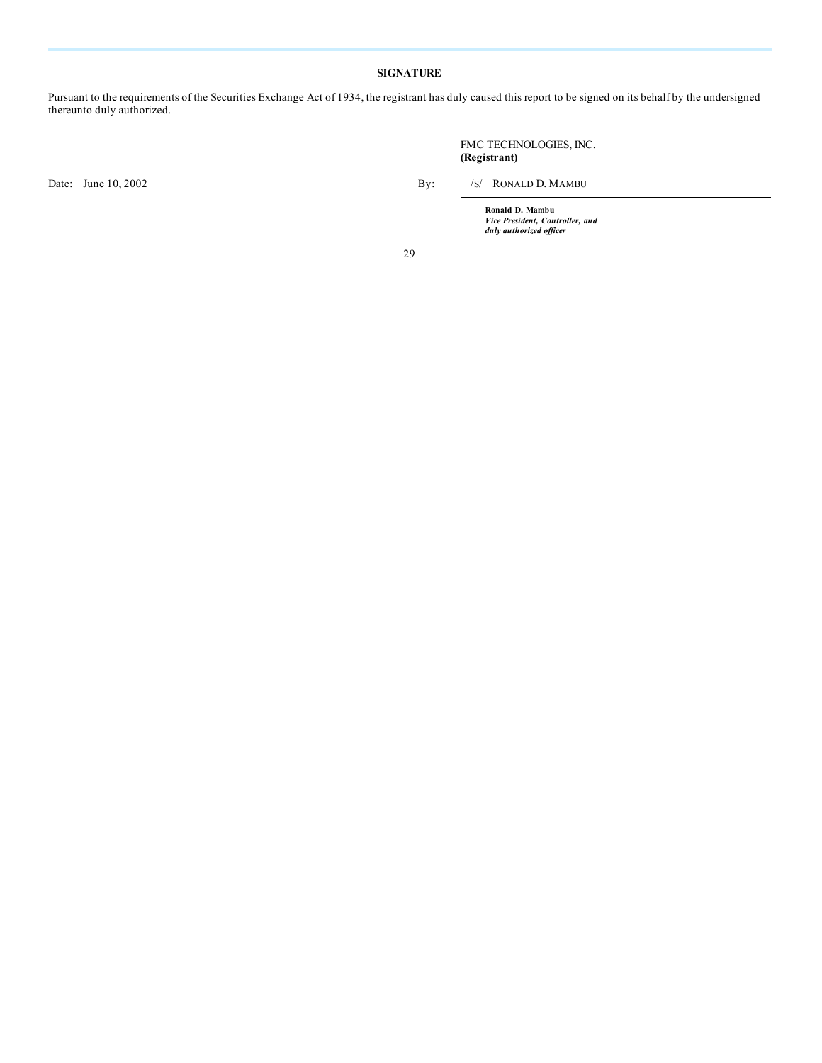## SIGNATURE

Pursuant to the requirements of the Securities Exchange Act of 1934, the registrant has duly caused this report to be signed on its behalf by the undersigned thereunto duly authorized.

FMC TECHNOLOGIES, INC.
**(Registrant)**

Date: June 10, 2002

By: /S/ RONALD D. MAMBU

**Ronald D. Mambu**
***Vice President, Controller, and duly authorized officer***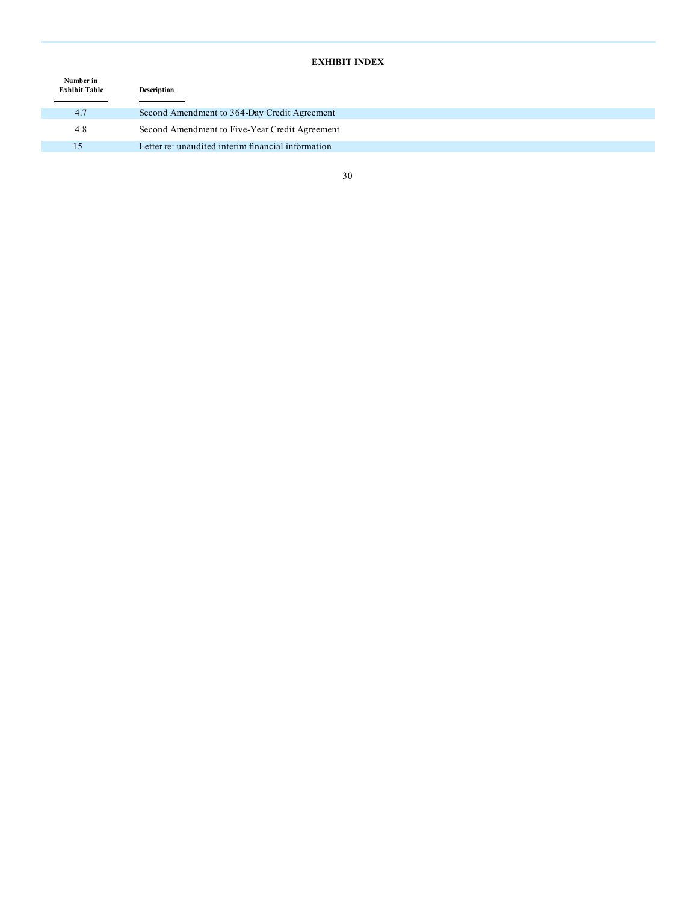# EXHIBIT INDEX

| Number in Exhibit Table | Description |
| --- | --- |
| 4.7 | Second Amendment to 364-Day Credit Agreement |
| 4.8 | Second Amendment to Five-Year Credit Agreement |
| 15 | Letter re: unaudited interim financial information |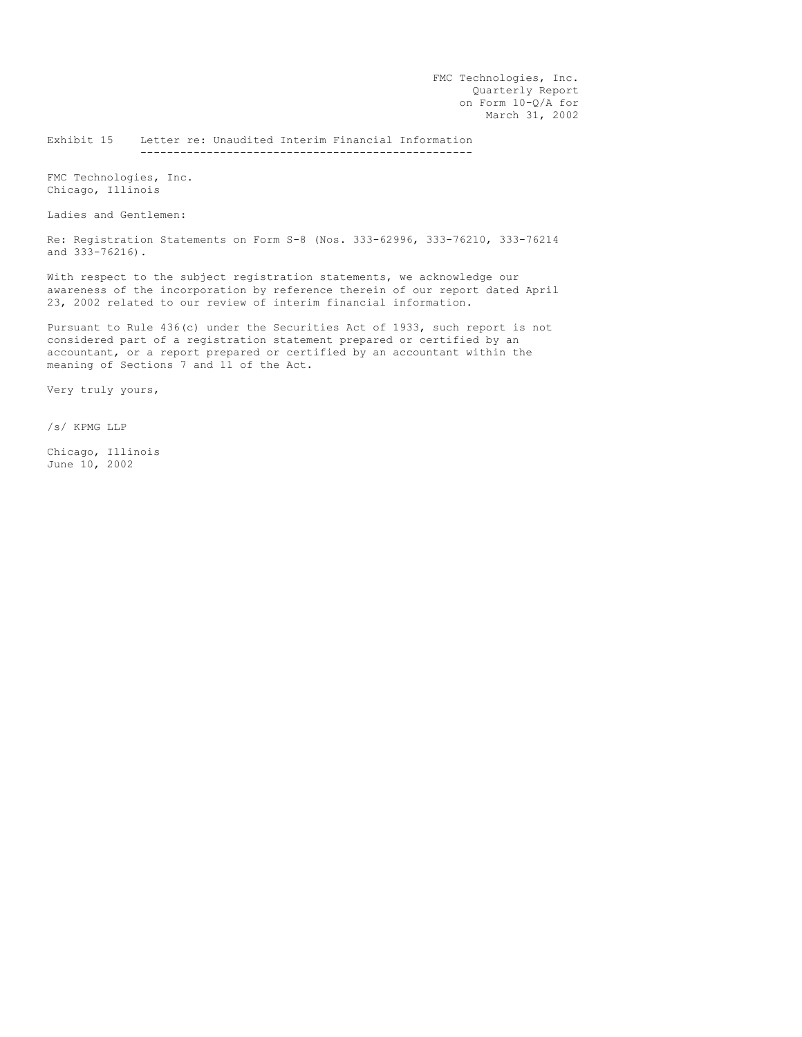FMC Technologies, Inc.
Quarterly Report
on Form 10-Q/A for
March 31, 2002

Exhibit 15 Letter re: Unaudited Interim Financial Information

FMC Technologies, Inc.
Chicago, Illinois

Ladies and Gentlemen:

Re: Registration Statements on Form S-8 (Nos. 333-62996, 333-76210, 333-76214 and 333-76216).

With respect to the subject registration statements, we acknowledge our awareness of the incorporation by reference therein of our report dated April 23, 2002 related to our review of interim financial information.

Pursuant to Rule 436(c) under the Securities Act of 1933, such report is not considered part of a registration statement prepared or certified by an accountant, or a report prepared or certified by an accountant within the meaning of Sections 7 and 11 of the Act.

Very truly yours,

/s/ KPMG LLP

Chicago, Illinois
June 10, 2002